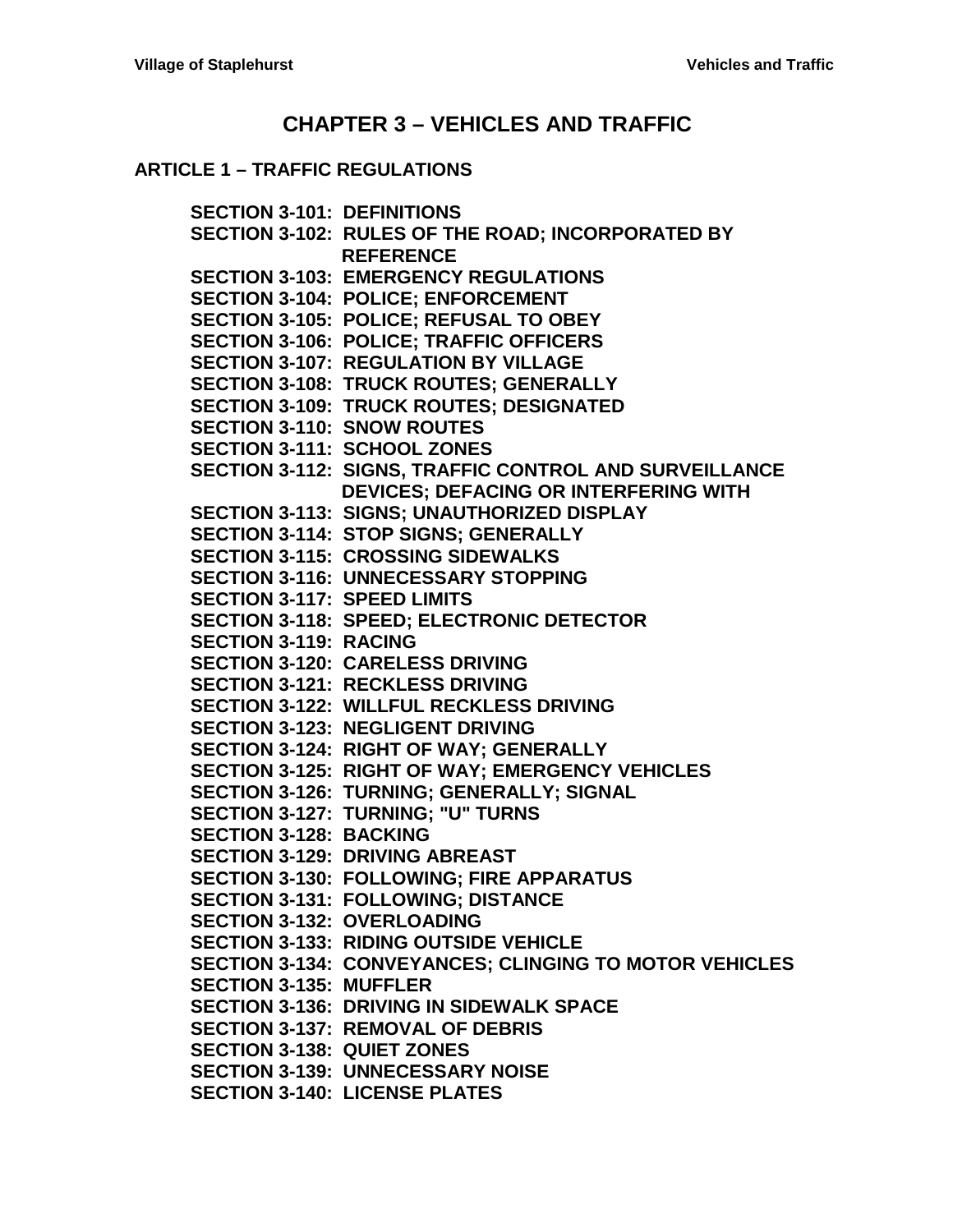# CHAPTER 3 – VEHICLES AND TRAFFIC

## ARTICLE 1 – TRAFFIC REGULATIONS

**SECTION 3-101: DEFINITIONS**
**SECTION 3-102: RULES OF THE ROAD; INCORPORATED BY REFERENCE**
**SECTION 3-103: EMERGENCY REGULATIONS**
**SECTION 3-104: POLICE; ENFORCEMENT**
**SECTION 3-105: POLICE; REFUSAL TO OBEY**
**SECTION 3-106: POLICE; TRAFFIC OFFICERS**
**SECTION 3-107: REGULATION BY VILLAGE**
**SECTION 3-108: TRUCK ROUTES; GENERALLY**
**SECTION 3-109: TRUCK ROUTES; DESIGNATED**
**SECTION 3-110: SNOW ROUTES**
**SECTION 3-111: SCHOOL ZONES**
**SECTION 3-112: SIGNS, TRAFFIC CONTROL AND SURVEILLANCE DEVICES; DEFACING OR INTERFERING WITH**
**SECTION 3-113: SIGNS; UNAUTHORIZED DISPLAY**
**SECTION 3-114: STOP SIGNS; GENERALLY**
**SECTION 3-115: CROSSING SIDEWALKS**
**SECTION 3-116: UNNECESSARY STOPPING**
**SECTION 3-117: SPEED LIMITS**
**SECTION 3-118: SPEED; ELECTRONIC DETECTOR**
**SECTION 3-119: RACING**
**SECTION 3-120: CARELESS DRIVING**
**SECTION 3-121: RECKLESS DRIVING**
**SECTION 3-122: WILLFUL RECKLESS DRIVING**
**SECTION 3-123: NEGLIGENT DRIVING**
**SECTION 3-124: RIGHT OF WAY; GENERALLY**
**SECTION 3-125: RIGHT OF WAY; EMERGENCY VEHICLES**
**SECTION 3-126: TURNING; GENERALLY; SIGNAL**
**SECTION 3-127: TURNING; "U" TURNS**
**SECTION 3-128: BACKING**
**SECTION 3-129: DRIVING ABREAST**
**SECTION 3-130: FOLLOWING; FIRE APPARATUS**
**SECTION 3-131: FOLLOWING; DISTANCE**
**SECTION 3-132: OVERLOADING**
**SECTION 3-133: RIDING OUTSIDE VEHICLE**
**SECTION 3-134: CONVEYANCES; CLINGING TO MOTOR VEHICLES**
**SECTION 3-135: MUFFLER**
**SECTION 3-136: DRIVING IN SIDEWALK SPACE**
**SECTION 3-137: REMOVAL OF DEBRIS**
**SECTION 3-138: QUIET ZONES**
**SECTION 3-139: UNNECESSARY NOISE**
**SECTION 3-140: LICENSE PLATES**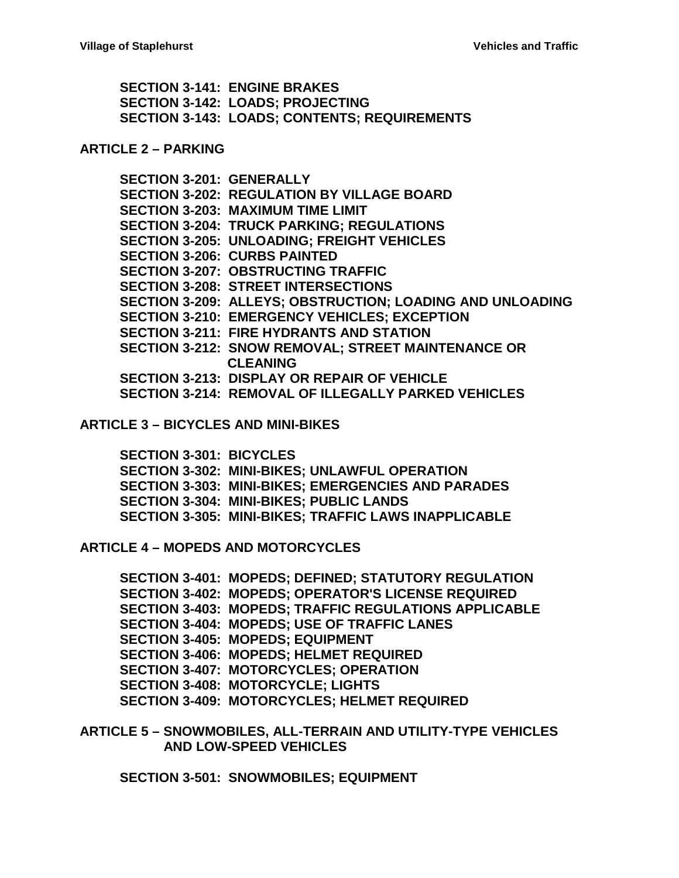**SECTION 3-141: ENGINE BRAKES**
**SECTION 3-142: LOADS; PROJECTING**
**SECTION 3-143: LOADS; CONTENTS; REQUIREMENTS**

## ARTICLE 2 – PARKING

**SECTION 3-201: GENERALLY**
**SECTION 3-202: REGULATION BY VILLAGE BOARD**
**SECTION 3-203: MAXIMUM TIME LIMIT**
**SECTION 3-204: TRUCK PARKING; REGULATIONS**
**SECTION 3-205: UNLOADING; FREIGHT VEHICLES**
**SECTION 3-206: CURBS PAINTED**
**SECTION 3-207: OBSTRUCTING TRAFFIC**
**SECTION 3-208: STREET INTERSECTIONS**
**SECTION 3-209: ALLEYS; OBSTRUCTION; LOADING AND UNLOADING**
**SECTION 3-210: EMERGENCY VEHICLES; EXCEPTION**
**SECTION 3-211: FIRE HYDRANTS AND STATION**
**SECTION 3-212: SNOW REMOVAL; STREET MAINTENANCE OR CLEANING**
**SECTION 3-213: DISPLAY OR REPAIR OF VEHICLE**
**SECTION 3-214: REMOVAL OF ILLEGALLY PARKED VEHICLES**

## ARTICLE 3 – BICYCLES AND MINI-BIKES

**SECTION 3-301: BICYCLES**
**SECTION 3-302: MINI-BIKES; UNLAWFUL OPERATION**
**SECTION 3-303: MINI-BIKES; EMERGENCIES AND PARADES**
**SECTION 3-304: MINI-BIKES; PUBLIC LANDS**
**SECTION 3-305: MINI-BIKES; TRAFFIC LAWS INAPPLICABLE**

## ARTICLE 4 – MOPEDS AND MOTORCYCLES

**SECTION 3-401: MOPEDS; DEFINED; STATUTORY REGULATION**
**SECTION 3-402: MOPEDS; OPERATOR'S LICENSE REQUIRED**
**SECTION 3-403: MOPEDS; TRAFFIC REGULATIONS APPLICABLE**
**SECTION 3-404: MOPEDS; USE OF TRAFFIC LANES**
**SECTION 3-405: MOPEDS; EQUIPMENT**
**SECTION 3-406: MOPEDS; HELMET REQUIRED**
**SECTION 3-407: MOTORCYCLES; OPERATION**
**SECTION 3-408: MOTORCYCLE; LIGHTS**
**SECTION 3-409: MOTORCYCLES; HELMET REQUIRED**

## ARTICLE 5 – SNOWMOBILES, ALL-TERRAIN AND UTILITY-TYPE VEHICLES AND LOW-SPEED VEHICLES

**SECTION 3-501: SNOWMOBILES; EQUIPMENT**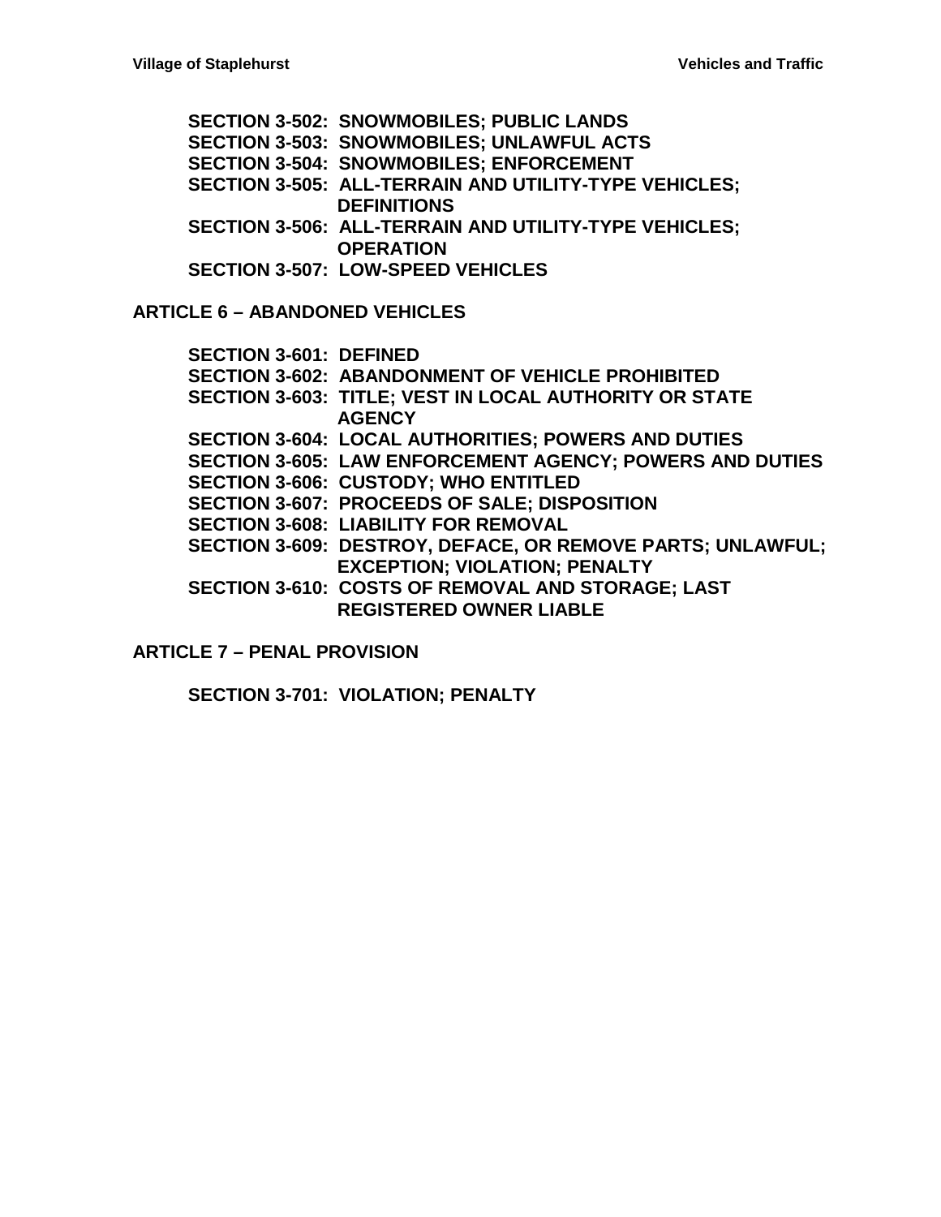**SECTION 3-502: SNOWMOBILES; PUBLIC LANDS**
**SECTION 3-503: SNOWMOBILES; UNLAWFUL ACTS**
**SECTION 3-504: SNOWMOBILES; ENFORCEMENT**
**SECTION 3-505: ALL-TERRAIN AND UTILITY-TYPE VEHICLES; DEFINITIONS**
**SECTION 3-506: ALL-TERRAIN AND UTILITY-TYPE VEHICLES; OPERATION**
**SECTION 3-507: LOW-SPEED VEHICLES**

## ARTICLE 6 – ABANDONED VEHICLES

**SECTION 3-601: DEFINED**
**SECTION 3-602: ABANDONMENT OF VEHICLE PROHIBITED**
**SECTION 3-603: TITLE; VEST IN LOCAL AUTHORITY OR STATE AGENCY**
**SECTION 3-604: LOCAL AUTHORITIES; POWERS AND DUTIES**
**SECTION 3-605: LAW ENFORCEMENT AGENCY; POWERS AND DUTIES**
**SECTION 3-606: CUSTODY; WHO ENTITLED**
**SECTION 3-607: PROCEEDS OF SALE; DISPOSITION**
**SECTION 3-608: LIABILITY FOR REMOVAL**
**SECTION 3-609: DESTROY, DEFACE, OR REMOVE PARTS; UNLAWFUL; EXCEPTION; VIOLATION; PENALTY**
**SECTION 3-610: COSTS OF REMOVAL AND STORAGE; LAST REGISTERED OWNER LIABLE**

## ARTICLE 7 – PENAL PROVISION

**SECTION 3-701: VIOLATION; PENALTY**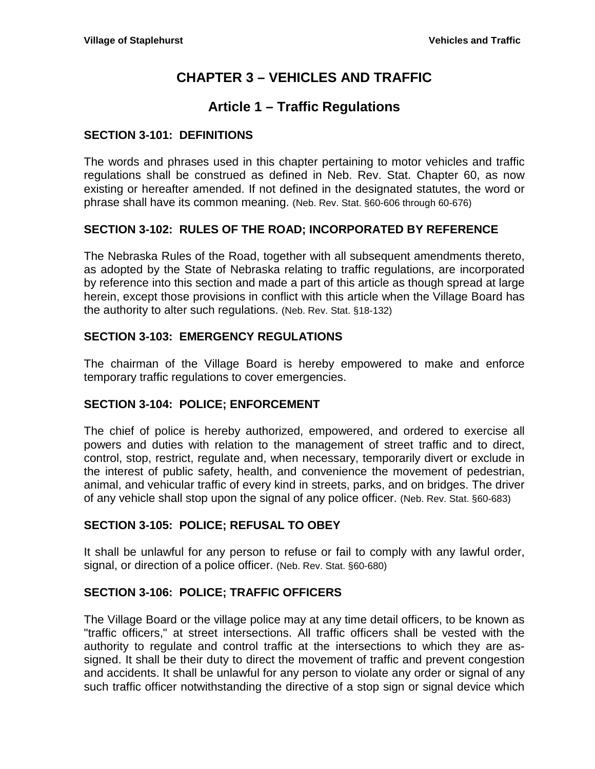# CHAPTER 3 – VEHICLES AND TRAFFIC

## Article 1 – Traffic Regulations

### SECTION 3-101: DEFINITIONS

The words and phrases used in this chapter pertaining to motor vehicles and traffic regulations shall be construed as defined in Neb. Rev. Stat. Chapter 60, as now existing or hereafter amended. If not defined in the designated statutes, the word or phrase shall have its common meaning. (Neb. Rev. Stat. §60-606 through 60-676)

### SECTION 3-102: RULES OF THE ROAD; INCORPORATED BY REFERENCE

The Nebraska Rules of the Road, together with all subsequent amendments thereto, as adopted by the State of Nebraska relating to traffic regulations, are incorporated by reference into this section and made a part of this article as though spread at large herein, except those provisions in conflict with this article when the Village Board has the authority to alter such regulations. (Neb. Rev. Stat. §18-132)

### SECTION 3-103: EMERGENCY REGULATIONS

The chairman of the Village Board is hereby empowered to make and enforce temporary traffic regulations to cover emergencies.

### SECTION 3-104: POLICE; ENFORCEMENT

The chief of police is hereby authorized, empowered, and ordered to exercise all powers and duties with relation to the management of street traffic and to direct, control, stop, restrict, regulate and, when necessary, temporarily divert or exclude in the interest of public safety, health, and convenience the movement of pedestrian, animal, and vehicular traffic of every kind in streets, parks, and on bridges. The driver of any vehicle shall stop upon the signal of any police officer. (Neb. Rev. Stat. §60-683)

### SECTION 3-105: POLICE; REFUSAL TO OBEY

It shall be unlawful for any person to refuse or fail to comply with any lawful order, signal, or direction of a police officer. (Neb. Rev. Stat. §60-680)

### SECTION 3-106: POLICE; TRAFFIC OFFICERS

The Village Board or the village police may at any time detail officers, to be known as "traffic officers," at street intersections. All traffic officers shall be vested with the authority to regulate and control traffic at the intersections to which they are assigned. It shall be their duty to direct the movement of traffic and prevent congestion and accidents. It shall be unlawful for any person to violate any order or signal of any such traffic officer notwithstanding the directive of a stop sign or signal device which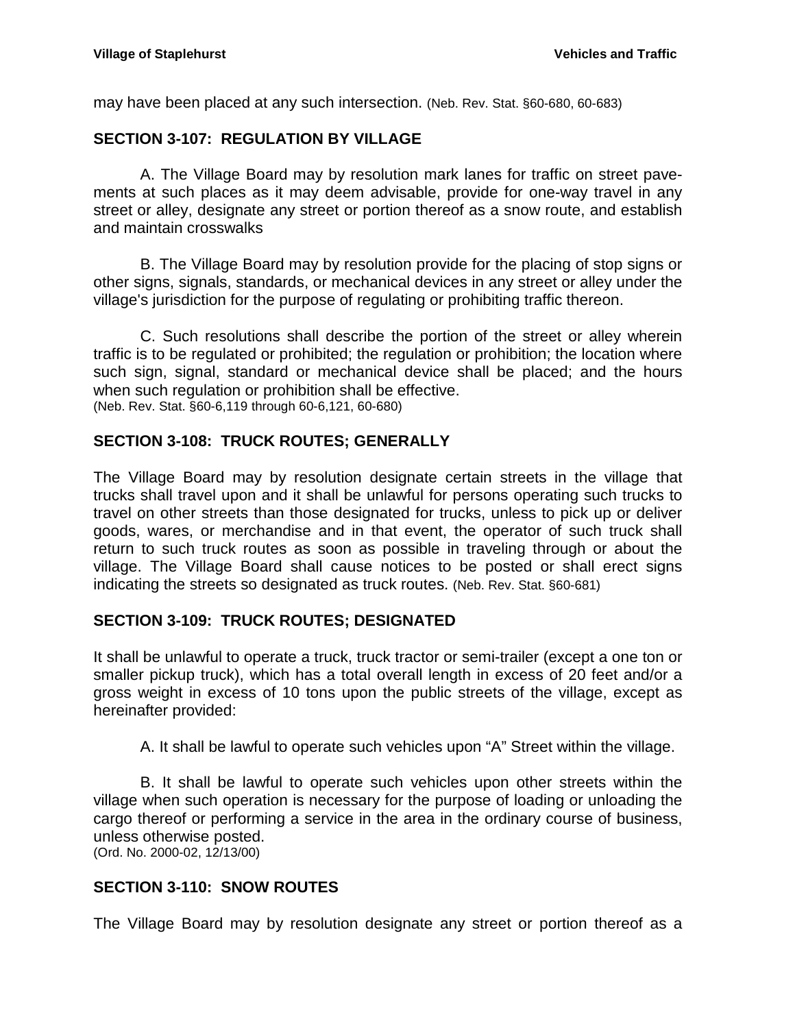may have been placed at any such intersection. (Neb. Rev. Stat. §60-680, 60-683)

## SECTION 3-107: REGULATION BY VILLAGE

A. The Village Board may by resolution mark lanes for traffic on street pavements at such places as it may deem advisable, provide for one-way travel in any street or alley, designate any street or portion thereof as a snow route, and establish and maintain crosswalks

B. The Village Board may by resolution provide for the placing of stop signs or other signs, signals, standards, or mechanical devices in any street or alley under the village's jurisdiction for the purpose of regulating or prohibiting traffic thereon.

C. Such resolutions shall describe the portion of the street or alley wherein traffic is to be regulated or prohibited; the regulation or prohibition; the location where such sign, signal, standard or mechanical device shall be placed; and the hours when such regulation or prohibition shall be effective.
(Neb. Rev. Stat. §60-6,119 through 60-6,121, 60-680)

## SECTION 3-108: TRUCK ROUTES; GENERALLY

The Village Board may by resolution designate certain streets in the village that trucks shall travel upon and it shall be unlawful for persons operating such trucks to travel on other streets than those designated for trucks, unless to pick up or deliver goods, wares, or merchandise and in that event, the operator of such truck shall return to such truck routes as soon as possible in traveling through or about the village. The Village Board shall cause notices to be posted or shall erect signs indicating the streets so designated as truck routes. (Neb. Rev. Stat. §60-681)

## SECTION 3-109: TRUCK ROUTES; DESIGNATED

It shall be unlawful to operate a truck, truck tractor or semi-trailer (except a one ton or smaller pickup truck), which has a total overall length in excess of 20 feet and/or a gross weight in excess of 10 tons upon the public streets of the village, except as hereinafter provided:

A. It shall be lawful to operate such vehicles upon "A" Street within the village.

B. It shall be lawful to operate such vehicles upon other streets within the village when such operation is necessary for the purpose of loading or unloading the cargo thereof or performing a service in the area in the ordinary course of business, unless otherwise posted.
(Ord. No. 2000-02, 12/13/00)

## SECTION 3-110: SNOW ROUTES

The Village Board may by resolution designate any street or portion thereof as a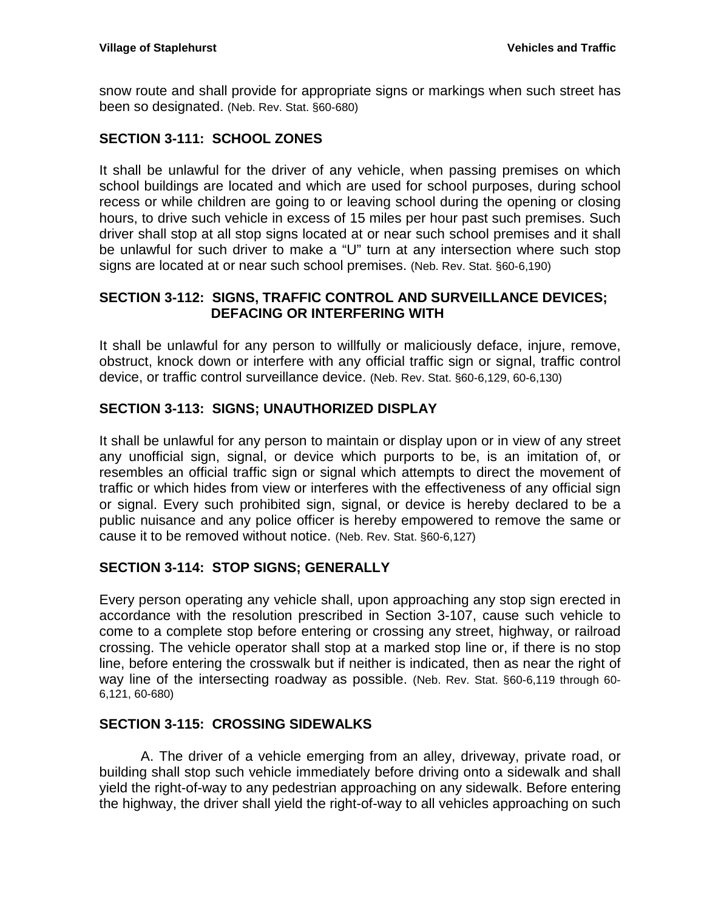snow route and shall provide for appropriate signs or markings when such street has been so designated. (Neb. Rev. Stat. §60-680)

## SECTION 3-111: SCHOOL ZONES

It shall be unlawful for the driver of any vehicle, when passing premises on which school buildings are located and which are used for school purposes, during school recess or while children are going to or leaving school during the opening or closing hours, to drive such vehicle in excess of 15 miles per hour past such premises. Such driver shall stop at all stop signs located at or near such school premises and it shall be unlawful for such driver to make a "U" turn at any intersection where such stop signs are located at or near such school premises. (Neb. Rev. Stat. §60-6,190)

## SECTION 3-112: SIGNS, TRAFFIC CONTROL AND SURVEILLANCE DEVICES; DEFACING OR INTERFERING WITH

It shall be unlawful for any person to willfully or maliciously deface, injure, remove, obstruct, knock down or interfere with any official traffic sign or signal, traffic control device, or traffic control surveillance device. (Neb. Rev. Stat. §60-6,129, 60-6,130)

## SECTION 3-113: SIGNS; UNAUTHORIZED DISPLAY

It shall be unlawful for any person to maintain or display upon or in view of any street any unofficial sign, signal, or device which purports to be, is an imitation of, or resembles an official traffic sign or signal which attempts to direct the movement of traffic or which hides from view or interferes with the effectiveness of any official sign or signal. Every such prohibited sign, signal, or device is hereby declared to be a public nuisance and any police officer is hereby empowered to remove the same or cause it to be removed without notice. (Neb. Rev. Stat. §60-6,127)

## SECTION 3-114: STOP SIGNS; GENERALLY

Every person operating any vehicle shall, upon approaching any stop sign erected in accordance with the resolution prescribed in Section 3-107, cause such vehicle to come to a complete stop before entering or crossing any street, highway, or railroad crossing. The vehicle operator shall stop at a marked stop line or, if there is no stop line, before entering the crosswalk but if neither is indicated, then as near the right of way line of the intersecting roadway as possible. (Neb. Rev. Stat. §60-6,119 through 60-6,121, 60-680)

## SECTION 3-115: CROSSING SIDEWALKS

A. The driver of a vehicle emerging from an alley, driveway, private road, or building shall stop such vehicle immediately before driving onto a sidewalk and shall yield the right-of-way to any pedestrian approaching on any sidewalk. Before entering the highway, the driver shall yield the right-of-way to all vehicles approaching on such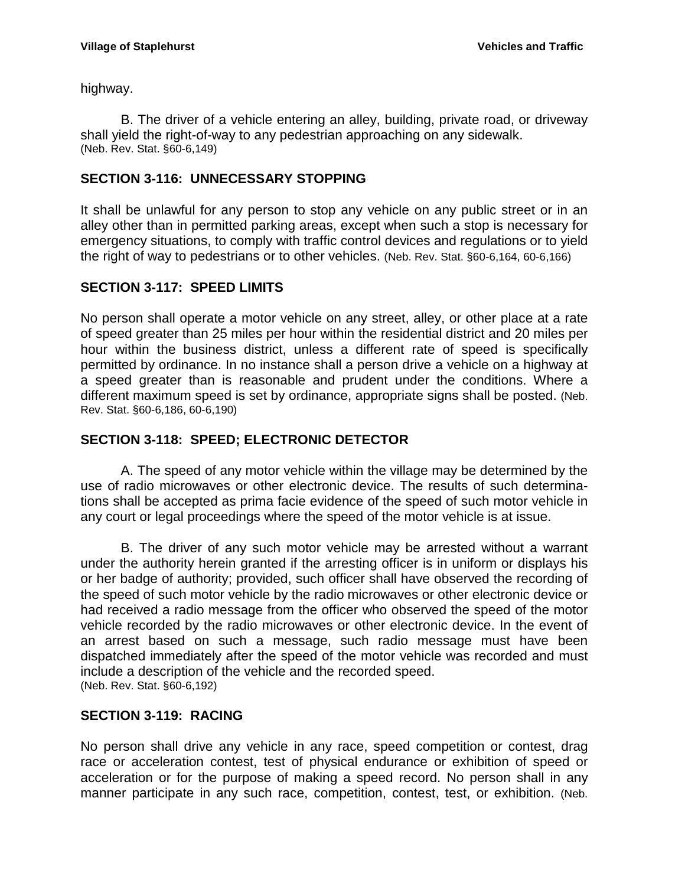highway.

B. The driver of a vehicle entering an alley, building, private road, or driveway shall yield the right-of-way to any pedestrian approaching on any sidewalk.
(Neb. Rev. Stat. §60-6,149)

## SECTION 3-116: UNNECESSARY STOPPING

It shall be unlawful for any person to stop any vehicle on any public street or in an alley other than in permitted parking areas, except when such a stop is necessary for emergency situations, to comply with traffic control devices and regulations or to yield the right of way to pedestrians or to other vehicles. (Neb. Rev. Stat. §60-6,164, 60-6,166)

## SECTION 3-117: SPEED LIMITS

No person shall operate a motor vehicle on any street, alley, or other place at a rate of speed greater than 25 miles per hour within the residential district and 20 miles per hour within the business district, unless a different rate of speed is specifically permitted by ordinance. In no instance shall a person drive a vehicle on a highway at a speed greater than is reasonable and prudent under the conditions. Where a different maximum speed is set by ordinance, appropriate signs shall be posted. (Neb. Rev. Stat. §60-6,186, 60-6,190)

## SECTION 3-118: SPEED; ELECTRONIC DETECTOR

A. The speed of any motor vehicle within the village may be determined by the use of radio microwaves or other electronic device. The results of such determinations shall be accepted as prima facie evidence of the speed of such motor vehicle in any court or legal proceedings where the speed of the motor vehicle is at issue.

B. The driver of any such motor vehicle may be arrested without a warrant under the authority herein granted if the arresting officer is in uniform or displays his or her badge of authority; provided, such officer shall have observed the recording of the speed of such motor vehicle by the radio microwaves or other electronic device or had received a radio message from the officer who observed the speed of the motor vehicle recorded by the radio microwaves or other electronic device. In the event of an arrest based on such a message, such radio message must have been dispatched immediately after the speed of the motor vehicle was recorded and must include a description of the vehicle and the recorded speed.
(Neb. Rev. Stat. §60-6,192)

## SECTION 3-119: RACING

No person shall drive any vehicle in any race, speed competition or contest, drag race or acceleration contest, test of physical endurance or exhibition of speed or acceleration or for the purpose of making a speed record. No person shall in any manner participate in any such race, competition, contest, test, or exhibition. (Neb.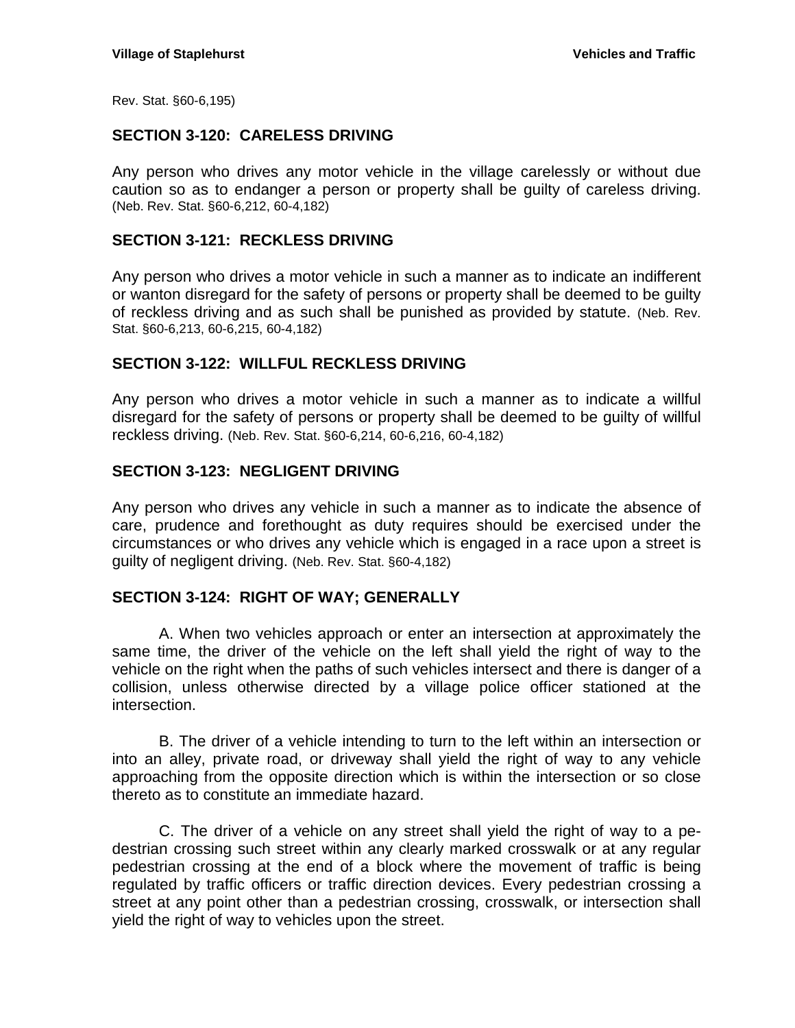Rev. Stat. §60-6,195)

## SECTION 3-120: CARELESS DRIVING

Any person who drives any motor vehicle in the village carelessly or without due caution so as to endanger a person or property shall be guilty of careless driving. (Neb. Rev. Stat. §60-6,212, 60-4,182)

## SECTION 3-121: RECKLESS DRIVING

Any person who drives a motor vehicle in such a manner as to indicate an indifferent or wanton disregard for the safety of persons or property shall be deemed to be guilty of reckless driving and as such shall be punished as provided by statute. (Neb. Rev. Stat. §60-6,213, 60-6,215, 60-4,182)

## SECTION 3-122: WILLFUL RECKLESS DRIVING

Any person who drives a motor vehicle in such a manner as to indicate a willful disregard for the safety of persons or property shall be deemed to be guilty of willful reckless driving. (Neb. Rev. Stat. §60-6,214, 60-6,216, 60-4,182)

## SECTION 3-123: NEGLIGENT DRIVING

Any person who drives any vehicle in such a manner as to indicate the absence of care, prudence and forethought as duty requires should be exercised under the circumstances or who drives any vehicle which is engaged in a race upon a street is guilty of negligent driving. (Neb. Rev. Stat. §60-4,182)

## SECTION 3-124: RIGHT OF WAY; GENERALLY

A. When two vehicles approach or enter an intersection at approximately the same time, the driver of the vehicle on the left shall yield the right of way to the vehicle on the right when the paths of such vehicles intersect and there is danger of a collision, unless otherwise directed by a village police officer stationed at the intersection.

B. The driver of a vehicle intending to turn to the left within an intersection or into an alley, private road, or driveway shall yield the right of way to any vehicle approaching from the opposite direction which is within the intersection or so close thereto as to constitute an immediate hazard.

C. The driver of a vehicle on any street shall yield the right of way to a pedestrian crossing such street within any clearly marked crosswalk or at any regular pedestrian crossing at the end of a block where the movement of traffic is being regulated by traffic officers or traffic direction devices. Every pedestrian crossing a street at any point other than a pedestrian crossing, crosswalk, or intersection shall yield the right of way to vehicles upon the street.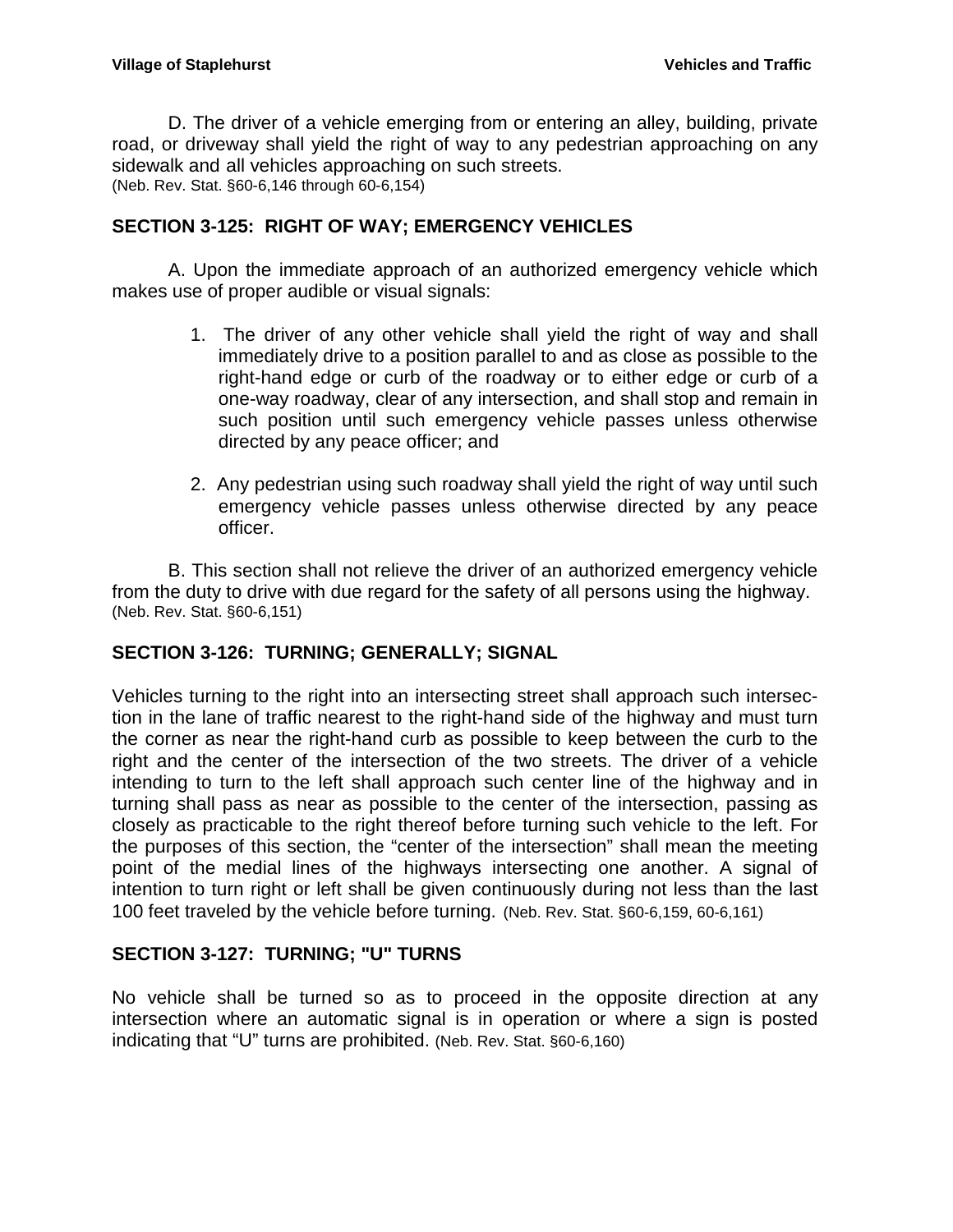D. The driver of a vehicle emerging from or entering an alley, building, private road, or driveway shall yield the right of way to any pedestrian approaching on any sidewalk and all vehicles approaching on such streets.
(Neb. Rev. Stat. §60-6,146 through 60-6,154)

## SECTION 3-125: RIGHT OF WAY; EMERGENCY VEHICLES

A. Upon the immediate approach of an authorized emergency vehicle which makes use of proper audible or visual signals:

1. The driver of any other vehicle shall yield the right of way and shall immediately drive to a position parallel to and as close as possible to the right-hand edge or curb of the roadway or to either edge or curb of a one-way roadway, clear of any intersection, and shall stop and remain in such position until such emergency vehicle passes unless otherwise directed by any peace officer; and

2. Any pedestrian using such roadway shall yield the right of way until such emergency vehicle passes unless otherwise directed by any peace officer.

B. This section shall not relieve the driver of an authorized emergency vehicle from the duty to drive with due regard for the safety of all persons using the highway.
(Neb. Rev. Stat. §60-6,151)

## SECTION 3-126: TURNING; GENERALLY; SIGNAL

Vehicles turning to the right into an intersecting street shall approach such intersection in the lane of traffic nearest to the right-hand side of the highway and must turn the corner as near the right-hand curb as possible to keep between the curb to the right and the center of the intersection of the two streets. The driver of a vehicle intending to turn to the left shall approach such center line of the highway and in turning shall pass as near as possible to the center of the intersection, passing as closely as practicable to the right thereof before turning such vehicle to the left. For the purposes of this section, the "center of the intersection" shall mean the meeting point of the medial lines of the highways intersecting one another. A signal of intention to turn right or left shall be given continuously during not less than the last 100 feet traveled by the vehicle before turning. (Neb. Rev. Stat. §60-6,159, 60-6,161)

## SECTION 3-127: TURNING; "U" TURNS

No vehicle shall be turned so as to proceed in the opposite direction at any intersection where an automatic signal is in operation or where a sign is posted indicating that "U" turns are prohibited. (Neb. Rev. Stat. §60-6,160)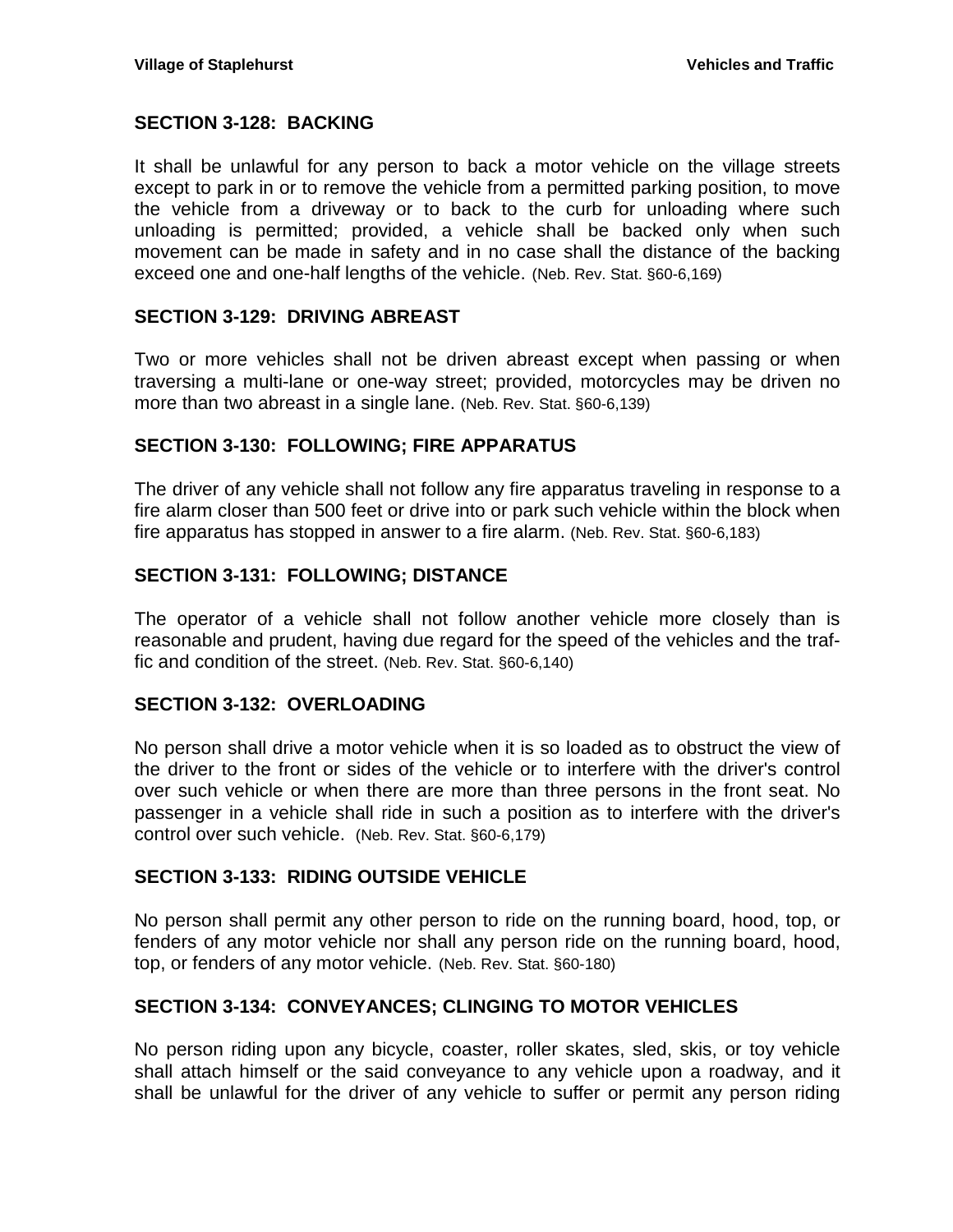## SECTION 3-128: BACKING

It shall be unlawful for any person to back a motor vehicle on the village streets except to park in or to remove the vehicle from a permitted parking position, to move the vehicle from a driveway or to back to the curb for unloading where such unloading is permitted; provided, a vehicle shall be backed only when such movement can be made in safety and in no case shall the distance of the backing exceed one and one-half lengths of the vehicle. (Neb. Rev. Stat. §60-6,169)

## SECTION 3-129: DRIVING ABREAST

Two or more vehicles shall not be driven abreast except when passing or when traversing a multi-lane or one-way street; provided, motorcycles may be driven no more than two abreast in a single lane. (Neb. Rev. Stat. §60-6,139)

## SECTION 3-130: FOLLOWING; FIRE APPARATUS

The driver of any vehicle shall not follow any fire apparatus traveling in response to a fire alarm closer than 500 feet or drive into or park such vehicle within the block when fire apparatus has stopped in answer to a fire alarm. (Neb. Rev. Stat. §60-6,183)

## SECTION 3-131: FOLLOWING; DISTANCE

The operator of a vehicle shall not follow another vehicle more closely than is reasonable and prudent, having due regard for the speed of the vehicles and the traffic and condition of the street. (Neb. Rev. Stat. §60-6,140)

## SECTION 3-132: OVERLOADING

No person shall drive a motor vehicle when it is so loaded as to obstruct the view of the driver to the front or sides of the vehicle or to interfere with the driver's control over such vehicle or when there are more than three persons in the front seat. No passenger in a vehicle shall ride in such a position as to interfere with the driver's control over such vehicle. (Neb. Rev. Stat. §60-6,179)

## SECTION 3-133: RIDING OUTSIDE VEHICLE

No person shall permit any other person to ride on the running board, hood, top, or fenders of any motor vehicle nor shall any person ride on the running board, hood, top, or fenders of any motor vehicle. (Neb. Rev. Stat. §60-180)

## SECTION 3-134: CONVEYANCES; CLINGING TO MOTOR VEHICLES

No person riding upon any bicycle, coaster, roller skates, sled, skis, or toy vehicle shall attach himself or the said conveyance to any vehicle upon a roadway, and it shall be unlawful for the driver of any vehicle to suffer or permit any person riding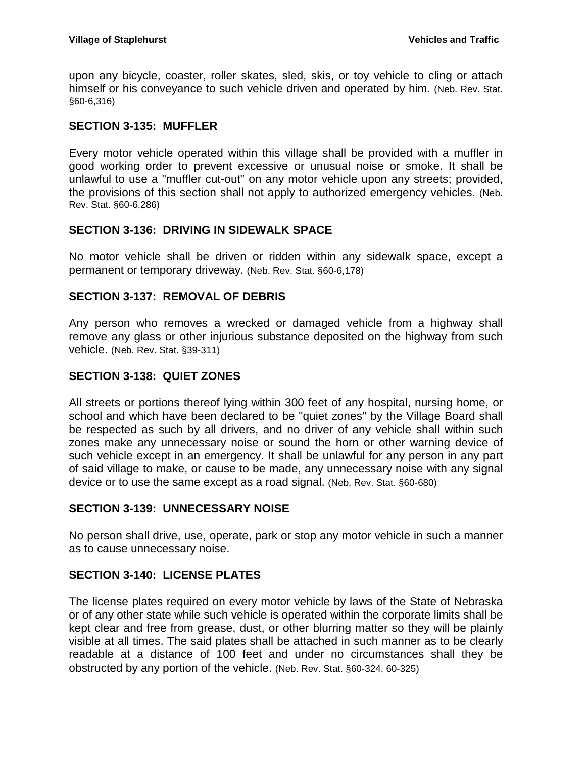upon any bicycle, coaster, roller skates, sled, skis, or toy vehicle to cling or attach himself or his conveyance to such vehicle driven and operated by him. (Neb. Rev. Stat. §60-6,316)

### SECTION 3-135: MUFFLER

Every motor vehicle operated within this village shall be provided with a muffler in good working order to prevent excessive or unusual noise or smoke. It shall be unlawful to use a "muffler cut-out" on any motor vehicle upon any streets; provided, the provisions of this section shall not apply to authorized emergency vehicles. (Neb. Rev. Stat. §60-6,286)

### SECTION 3-136: DRIVING IN SIDEWALK SPACE

No motor vehicle shall be driven or ridden within any sidewalk space, except a permanent or temporary driveway. (Neb. Rev. Stat. §60-6,178)

### SECTION 3-137: REMOVAL OF DEBRIS

Any person who removes a wrecked or damaged vehicle from a highway shall remove any glass or other injurious substance deposited on the highway from such vehicle. (Neb. Rev. Stat. §39-311)

### SECTION 3-138: QUIET ZONES

All streets or portions thereof lying within 300 feet of any hospital, nursing home, or school and which have been declared to be "quiet zones" by the Village Board shall be respected as such by all drivers, and no driver of any vehicle shall within such zones make any unnecessary noise or sound the horn or other warning device of such vehicle except in an emergency. It shall be unlawful for any person in any part of said village to make, or cause to be made, any unnecessary noise with any signal device or to use the same except as a road signal. (Neb. Rev. Stat. §60-680)

### SECTION 3-139: UNNECESSARY NOISE

No person shall drive, use, operate, park or stop any motor vehicle in such a manner as to cause unnecessary noise.

### SECTION 3-140: LICENSE PLATES

The license plates required on every motor vehicle by laws of the State of Nebraska or of any other state while such vehicle is operated within the corporate limits shall be kept clear and free from grease, dust, or other blurring matter so they will be plainly visible at all times. The said plates shall be attached in such manner as to be clearly readable at a distance of 100 feet and under no circumstances shall they be obstructed by any portion of the vehicle. (Neb. Rev. Stat. §60-324, 60-325)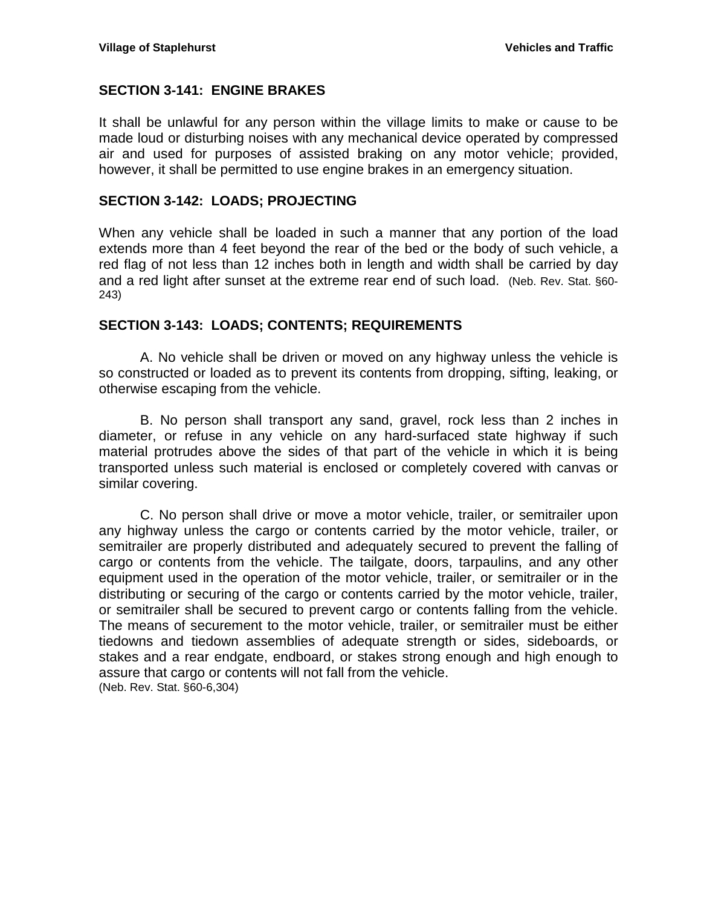## SECTION 3-141: ENGINE BRAKES

It shall be unlawful for any person within the village limits to make or cause to be made loud or disturbing noises with any mechanical device operated by compressed air and used for purposes of assisted braking on any motor vehicle; provided, however, it shall be permitted to use engine brakes in an emergency situation.

## SECTION 3-142: LOADS; PROJECTING

When any vehicle shall be loaded in such a manner that any portion of the load extends more than 4 feet beyond the rear of the bed or the body of such vehicle, a red flag of not less than 12 inches both in length and width shall be carried by day and a red light after sunset at the extreme rear end of such load. (Neb. Rev. Stat. §60-243)

## SECTION 3-143: LOADS; CONTENTS; REQUIREMENTS

A. No vehicle shall be driven or moved on any highway unless the vehicle is so constructed or loaded as to prevent its contents from dropping, sifting, leaking, or otherwise escaping from the vehicle.

B. No person shall transport any sand, gravel, rock less than 2 inches in diameter, or refuse in any vehicle on any hard-surfaced state highway if such material protrudes above the sides of that part of the vehicle in which it is being transported unless such material is enclosed or completely covered with canvas or similar covering.

C. No person shall drive or move a motor vehicle, trailer, or semitrailer upon any highway unless the cargo or contents carried by the motor vehicle, trailer, or semitrailer are properly distributed and adequately secured to prevent the falling of cargo or contents from the vehicle. The tailgate, doors, tarpaulins, and any other equipment used in the operation of the motor vehicle, trailer, or semitrailer or in the distributing or securing of the cargo or contents carried by the motor vehicle, trailer, or semitrailer shall be secured to prevent cargo or contents falling from the vehicle. The means of securement to the motor vehicle, trailer, or semitrailer must be either tiedowns and tiedown assemblies of adequate strength or sides, sideboards, or stakes and a rear endgate, endboard, or stakes strong enough and high enough to assure that cargo or contents will not fall from the vehicle.
(Neb. Rev. Stat. §60-6,304)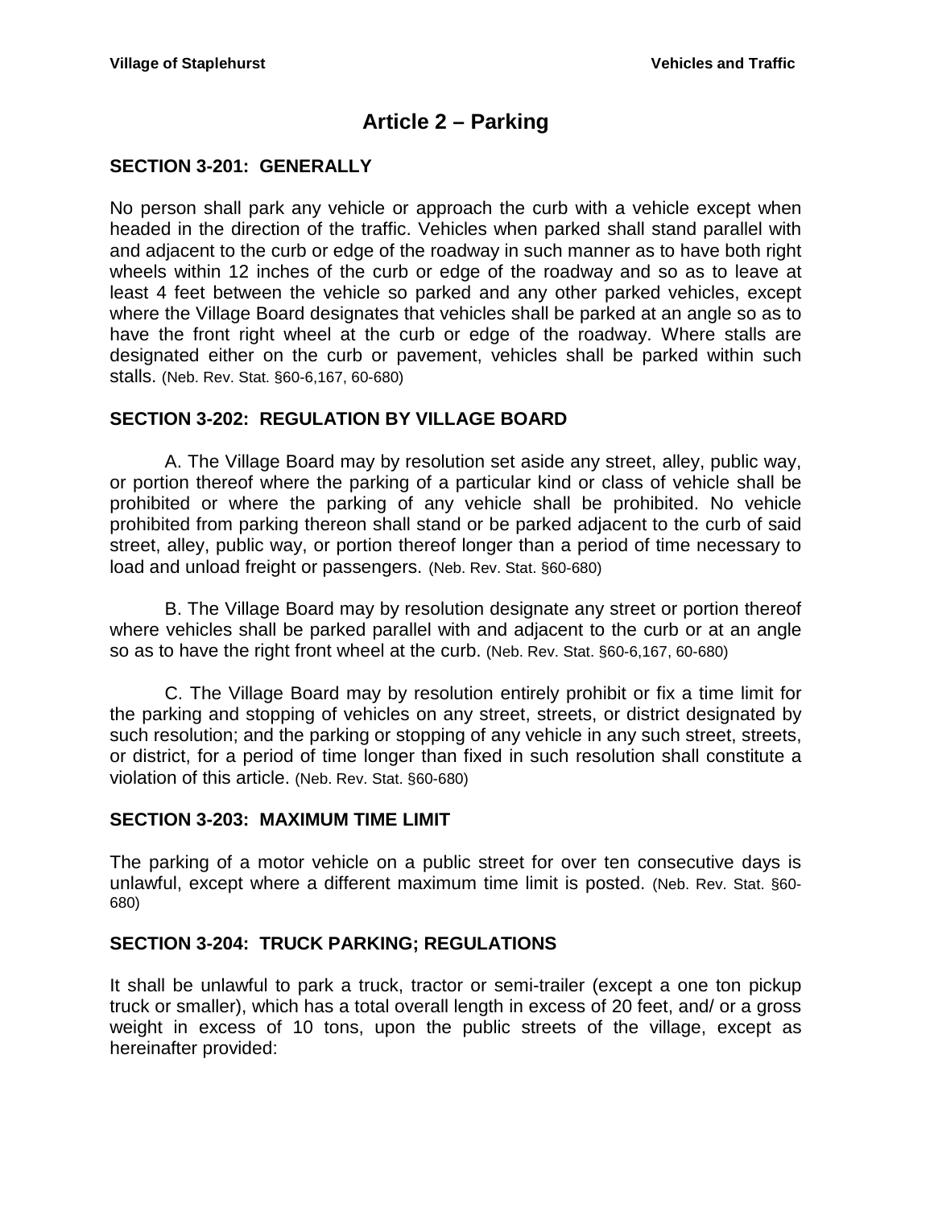# Article 2 – Parking

## SECTION 3-201: GENERALLY

No person shall park any vehicle or approach the curb with a vehicle except when headed in the direction of the traffic. Vehicles when parked shall stand parallel with and adjacent to the curb or edge of the roadway in such manner as to have both right wheels within 12 inches of the curb or edge of the roadway and so as to leave at least 4 feet between the vehicle so parked and any other parked vehicles, except where the Village Board designates that vehicles shall be parked at an angle so as to have the front right wheel at the curb or edge of the roadway. Where stalls are designated either on the curb or pavement, vehicles shall be parked within such stalls. (Neb. Rev. Stat. §60-6,167, 60-680)

## SECTION 3-202: REGULATION BY VILLAGE BOARD

A. The Village Board may by resolution set aside any street, alley, public way, or portion thereof where the parking of a particular kind or class of vehicle shall be prohibited or where the parking of any vehicle shall be prohibited. No vehicle prohibited from parking thereon shall stand or be parked adjacent to the curb of said street, alley, public way, or portion thereof longer than a period of time necessary to load and unload freight or passengers. (Neb. Rev. Stat. §60-680)

B. The Village Board may by resolution designate any street or portion thereof where vehicles shall be parked parallel with and adjacent to the curb or at an angle so as to have the right front wheel at the curb. (Neb. Rev. Stat. §60-6,167, 60-680)

C. The Village Board may by resolution entirely prohibit or fix a time limit for the parking and stopping of vehicles on any street, streets, or district designated by such resolution; and the parking or stopping of any vehicle in any such street, streets, or district, for a period of time longer than fixed in such resolution shall constitute a violation of this article. (Neb. Rev. Stat. §60-680)

## SECTION 3-203: MAXIMUM TIME LIMIT

The parking of a motor vehicle on a public street for over ten consecutive days is unlawful, except where a different maximum time limit is posted. (Neb. Rev. Stat. §60-680)

## SECTION 3-204: TRUCK PARKING; REGULATIONS

It shall be unlawful to park a truck, tractor or semi-trailer (except a one ton pickup truck or smaller), which has a total overall length in excess of 20 feet, and/ or a gross weight in excess of 10 tons, upon the public streets of the village, except as hereinafter provided: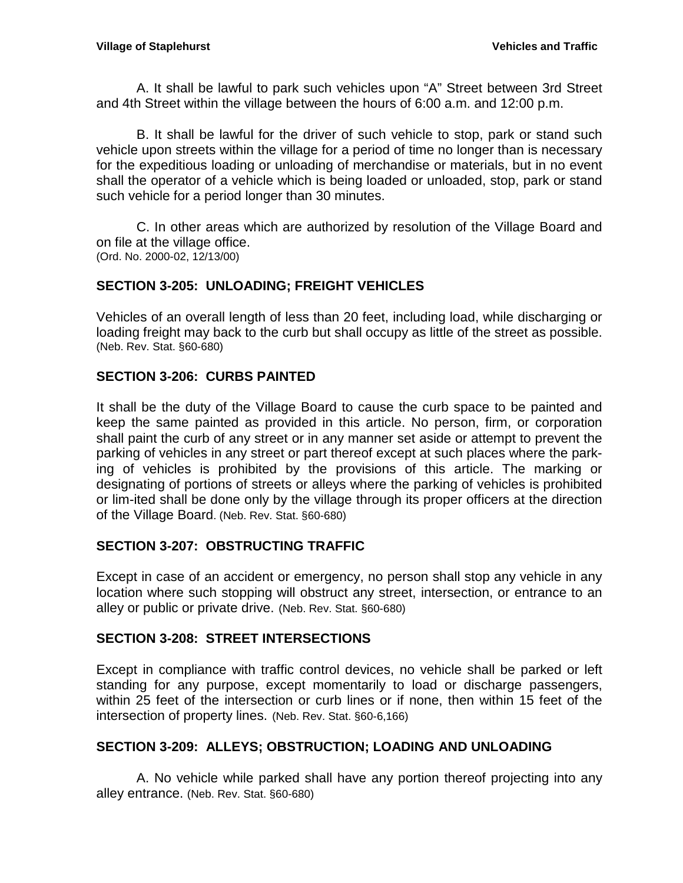A. It shall be lawful to park such vehicles upon "A" Street between 3rd Street and 4th Street within the village between the hours of 6:00 a.m. and 12:00 p.m.

B. It shall be lawful for the driver of such vehicle to stop, park or stand such vehicle upon streets within the village for a period of time no longer than is necessary for the expeditious loading or unloading of merchandise or materials, but in no event shall the operator of a vehicle which is being loaded or unloaded, stop, park or stand such vehicle for a period longer than 30 minutes.

C. In other areas which are authorized by resolution of the Village Board and on file at the village office.
(Ord. No. 2000-02, 12/13/00)

## SECTION 3-205: UNLOADING; FREIGHT VEHICLES

Vehicles of an overall length of less than 20 feet, including load, while discharging or loading freight may back to the curb but shall occupy as little of the street as possible. (Neb. Rev. Stat. §60-680)

## SECTION 3-206: CURBS PAINTED

It shall be the duty of the Village Board to cause the curb space to be painted and keep the same painted as provided in this article. No person, firm, or corporation shall paint the curb of any street or in any manner set aside or attempt to prevent the parking of vehicles in any street or part thereof except at such places where the parking of vehicles is prohibited by the provisions of this article. The marking or designating of portions of streets or alleys where the parking of vehicles is prohibited or lim-ited shall be done only by the village through its proper officers at the direction of the Village Board. (Neb. Rev. Stat. §60-680)

## SECTION 3-207: OBSTRUCTING TRAFFIC

Except in case of an accident or emergency, no person shall stop any vehicle in any location where such stopping will obstruct any street, intersection, or entrance to an alley or public or private drive. (Neb. Rev. Stat. §60-680)

## SECTION 3-208: STREET INTERSECTIONS

Except in compliance with traffic control devices, no vehicle shall be parked or left standing for any purpose, except momentarily to load or discharge passengers, within 25 feet of the intersection or curb lines or if none, then within 15 feet of the intersection of property lines. (Neb. Rev. Stat. §60-6,166)

## SECTION 3-209: ALLEYS; OBSTRUCTION; LOADING AND UNLOADING

A. No vehicle while parked shall have any portion thereof projecting into any alley entrance. (Neb. Rev. Stat. §60-680)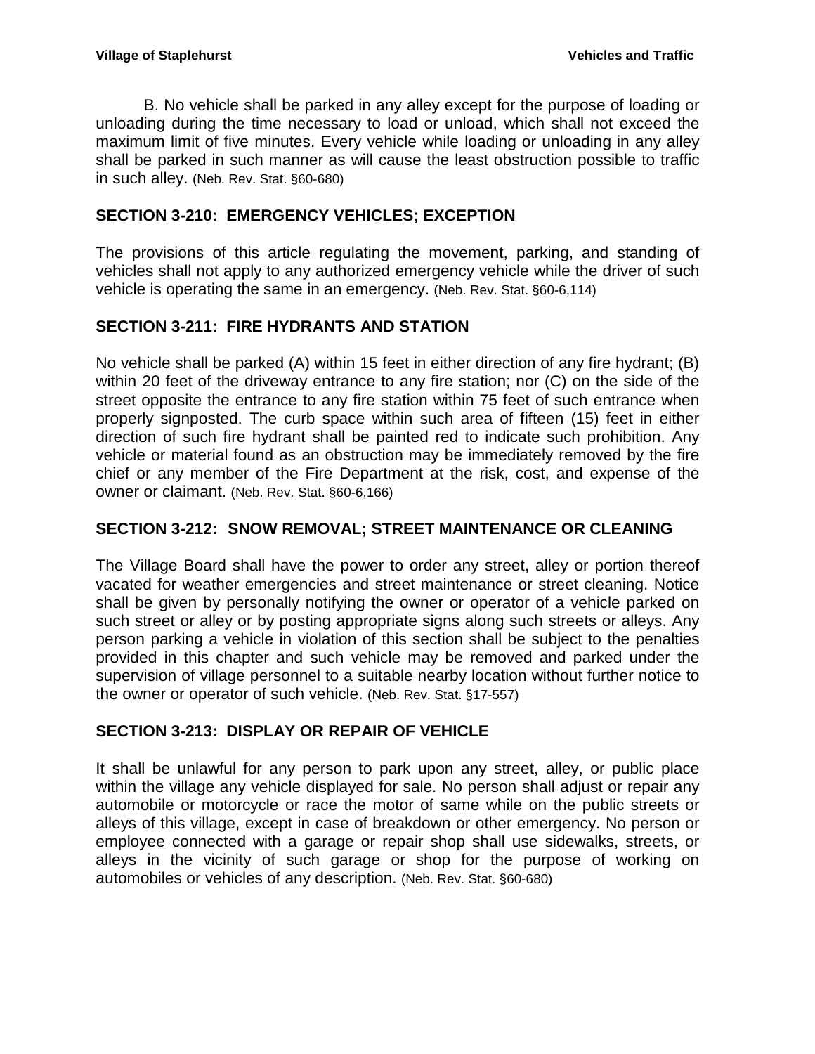B. No vehicle shall be parked in any alley except for the purpose of loading or unloading during the time necessary to load or unload, which shall not exceed the maximum limit of five minutes. Every vehicle while loading or unloading in any alley shall be parked in such manner as will cause the least obstruction possible to traffic in such alley. (Neb. Rev. Stat. §60-680)

## SECTION 3-210: EMERGENCY VEHICLES; EXCEPTION

The provisions of this article regulating the movement, parking, and standing of vehicles shall not apply to any authorized emergency vehicle while the driver of such vehicle is operating the same in an emergency. (Neb. Rev. Stat. §60-6,114)

## SECTION 3-211: FIRE HYDRANTS AND STATION

No vehicle shall be parked (A) within 15 feet in either direction of any fire hydrant; (B) within 20 feet of the driveway entrance to any fire station; nor (C) on the side of the street opposite the entrance to any fire station within 75 feet of such entrance when properly signposted. The curb space within such area of fifteen (15) feet in either direction of such fire hydrant shall be painted red to indicate such prohibition. Any vehicle or material found as an obstruction may be immediately removed by the fire chief or any member of the Fire Department at the risk, cost, and expense of the owner or claimant. (Neb. Rev. Stat. §60-6,166)

## SECTION 3-212: SNOW REMOVAL; STREET MAINTENANCE OR CLEANING

The Village Board shall have the power to order any street, alley or portion thereof vacated for weather emergencies and street maintenance or street cleaning. Notice shall be given by personally notifying the owner or operator of a vehicle parked on such street or alley or by posting appropriate signs along such streets or alleys. Any person parking a vehicle in violation of this section shall be subject to the penalties provided in this chapter and such vehicle may be removed and parked under the supervision of village personnel to a suitable nearby location without further notice to the owner or operator of such vehicle. (Neb. Rev. Stat. §17-557)

## SECTION 3-213: DISPLAY OR REPAIR OF VEHICLE

It shall be unlawful for any person to park upon any street, alley, or public place within the village any vehicle displayed for sale. No person shall adjust or repair any automobile or motorcycle or race the motor of same while on the public streets or alleys of this village, except in case of breakdown or other emergency. No person or employee connected with a garage or repair shop shall use sidewalks, streets, or alleys in the vicinity of such garage or shop for the purpose of working on automobiles or vehicles of any description. (Neb. Rev. Stat. §60-680)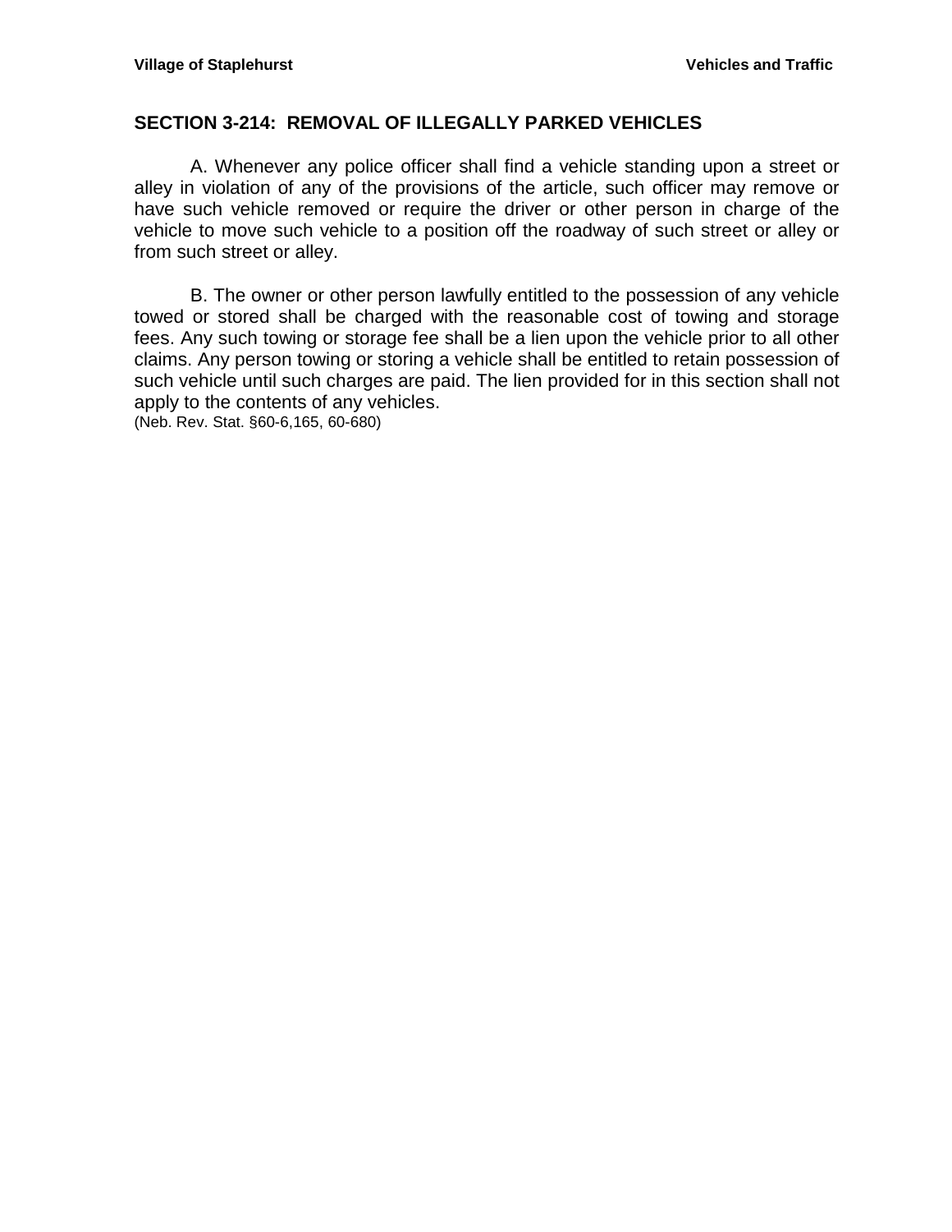## SECTION 3-214: REMOVAL OF ILLEGALLY PARKED VEHICLES

A. Whenever any police officer shall find a vehicle standing upon a street or alley in violation of any of the provisions of the article, such officer may remove or have such vehicle removed or require the driver or other person in charge of the vehicle to move such vehicle to a position off the roadway of such street or alley or from such street or alley.

B. The owner or other person lawfully entitled to the possession of any vehicle towed or stored shall be charged with the reasonable cost of towing and storage fees. Any such towing or storage fee shall be a lien upon the vehicle prior to all other claims. Any person towing or storing a vehicle shall be entitled to retain possession of such vehicle until such charges are paid. The lien provided for in this section shall not apply to the contents of any vehicles.
(Neb. Rev. Stat. §60-6,165, 60-680)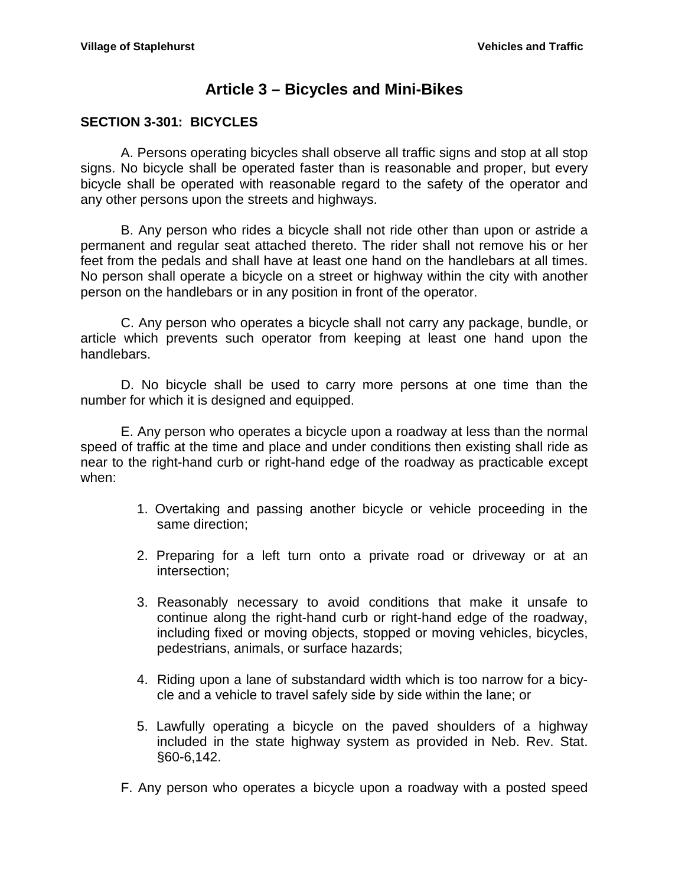# Article 3 – Bicycles and Mini-Bikes

## SECTION 3-301: BICYCLES

A. Persons operating bicycles shall observe all traffic signs and stop at all stop signs. No bicycle shall be operated faster than is reasonable and proper, but every bicycle shall be operated with reasonable regard to the safety of the operator and any other persons upon the streets and highways.

B. Any person who rides a bicycle shall not ride other than upon or astride a permanent and regular seat attached thereto. The rider shall not remove his or her feet from the pedals and shall have at least one hand on the handlebars at all times. No person shall operate a bicycle on a street or highway within the city with another person on the handlebars or in any position in front of the operator.

C. Any person who operates a bicycle shall not carry any package, bundle, or article which prevents such operator from keeping at least one hand upon the handlebars.

D. No bicycle shall be used to carry more persons at one time than the number for which it is designed and equipped.

E. Any person who operates a bicycle upon a roadway at less than the normal speed of traffic at the time and place and under conditions then existing shall ride as near to the right-hand curb or right-hand edge of the roadway as practicable except when:

1. Overtaking and passing another bicycle or vehicle proceeding in the same direction;

2. Preparing for a left turn onto a private road or driveway or at an intersection;

3. Reasonably necessary to avoid conditions that make it unsafe to continue along the right-hand curb or right-hand edge of the roadway, including fixed or moving objects, stopped or moving vehicles, bicycles, pedestrians, animals, or surface hazards;

4. Riding upon a lane of substandard width which is too narrow for a bicycle and a vehicle to travel safely side by side within the lane; or

5. Lawfully operating a bicycle on the paved shoulders of a highway included in the state highway system as provided in Neb. Rev. Stat. §60-6,142.

F. Any person who operates a bicycle upon a roadway with a posted speed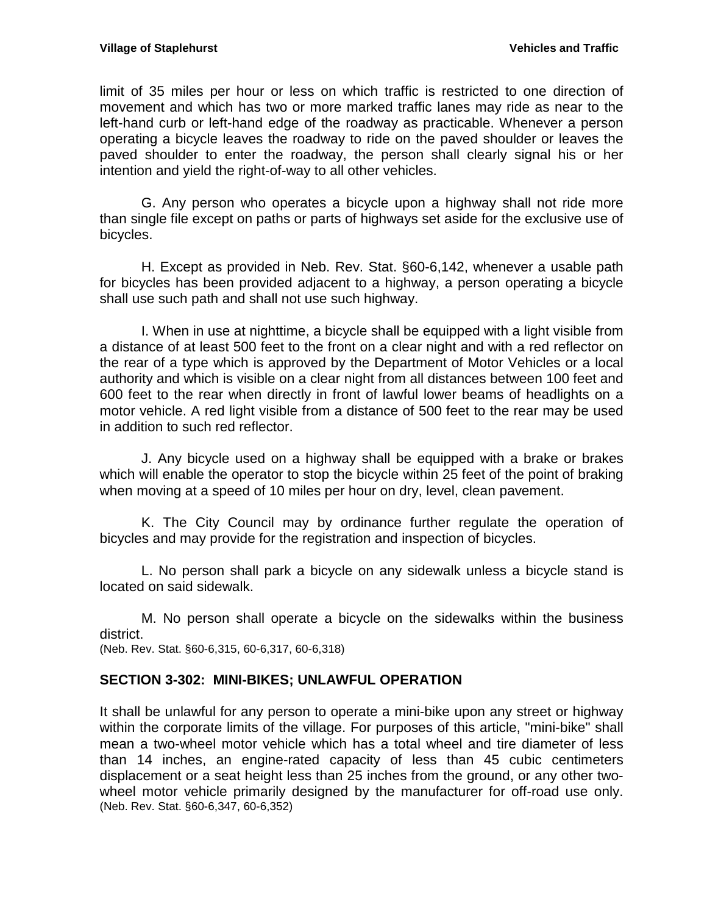limit of 35 miles per hour or less on which traffic is restricted to one direction of movement and which has two or more marked traffic lanes may ride as near to the left-hand curb or left-hand edge of the roadway as practicable. Whenever a person operating a bicycle leaves the roadway to ride on the paved shoulder or leaves the paved shoulder to enter the roadway, the person shall clearly signal his or her intention and yield the right-of-way to all other vehicles.

G. Any person who operates a bicycle upon a highway shall not ride more than single file except on paths or parts of highways set aside for the exclusive use of bicycles.

H. Except as provided in Neb. Rev. Stat. §60-6,142, whenever a usable path for bicycles has been provided adjacent to a highway, a person operating a bicycle shall use such path and shall not use such highway.

I. When in use at nighttime, a bicycle shall be equipped with a light visible from a distance of at least 500 feet to the front on a clear night and with a red reflector on the rear of a type which is approved by the Department of Motor Vehicles or a local authority and which is visible on a clear night from all distances between 100 feet and 600 feet to the rear when directly in front of lawful lower beams of headlights on a motor vehicle. A red light visible from a distance of 500 feet to the rear may be used in addition to such red reflector.

J. Any bicycle used on a highway shall be equipped with a brake or brakes which will enable the operator to stop the bicycle within 25 feet of the point of braking when moving at a speed of 10 miles per hour on dry, level, clean pavement.

K. The City Council may by ordinance further regulate the operation of bicycles and may provide for the registration and inspection of bicycles.

L. No person shall park a bicycle on any sidewalk unless a bicycle stand is located on said sidewalk.

M. No person shall operate a bicycle on the sidewalks within the business district.
(Neb. Rev. Stat. §60-6,315, 60-6,317, 60-6,318)

## SECTION 3-302: MINI-BIKES; UNLAWFUL OPERATION

It shall be unlawful for any person to operate a mini-bike upon any street or highway within the corporate limits of the village. For purposes of this article, "mini-bike" shall mean a two-wheel motor vehicle which has a total wheel and tire diameter of less than 14 inches, an engine-rated capacity of less than 45 cubic centimeters displacement or a seat height less than 25 inches from the ground, or any other two-wheel motor vehicle primarily designed by the manufacturer for off-road use only. (Neb. Rev. Stat. §60-6,347, 60-6,352)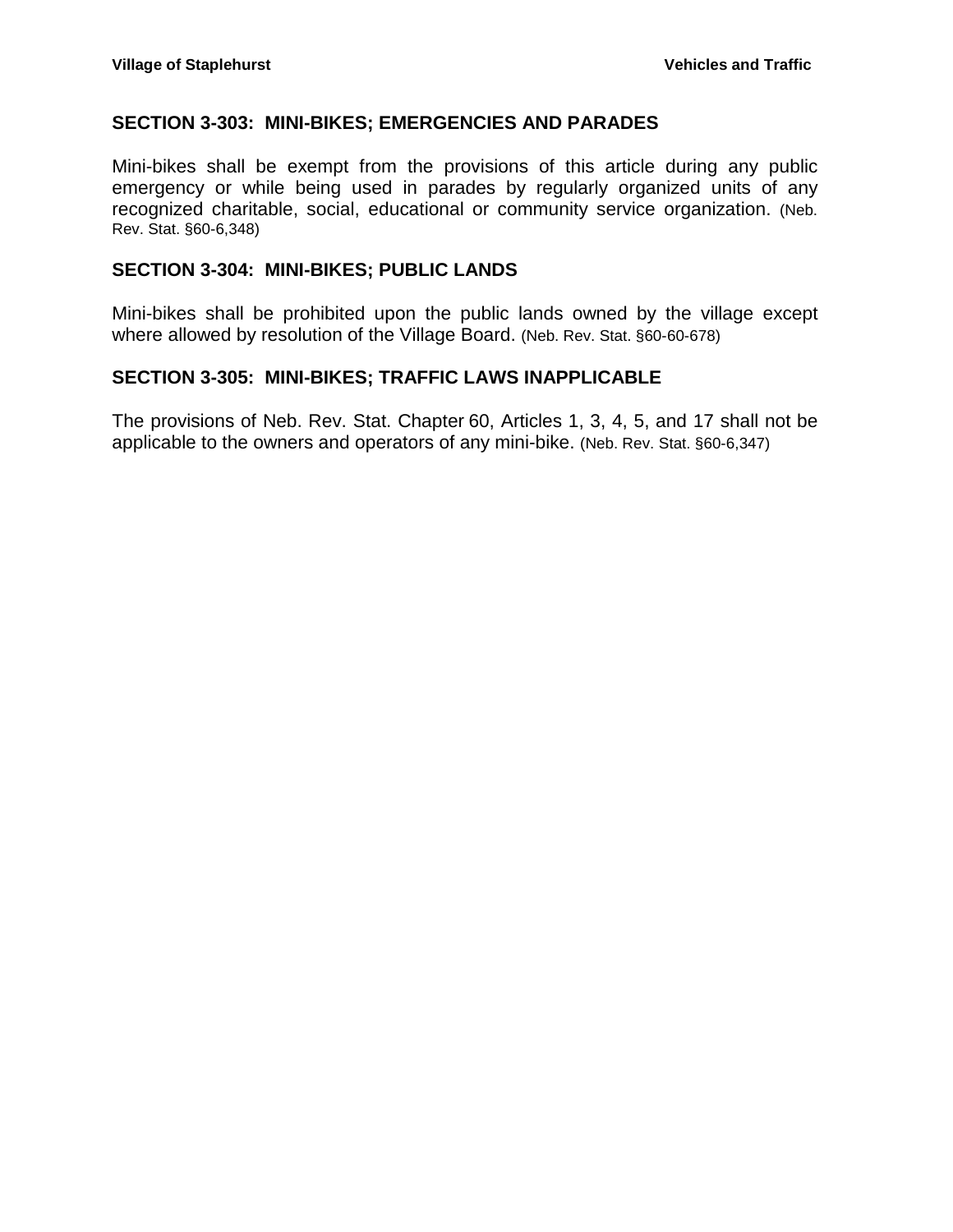## SECTION 3-303: MINI-BIKES; EMERGENCIES AND PARADES

Mini-bikes shall be exempt from the provisions of this article during any public emergency or while being used in parades by regularly organized units of any recognized charitable, social, educational or community service organization. (Neb. Rev. Stat. §60-6,348)

## SECTION 3-304: MINI-BIKES; PUBLIC LANDS

Mini-bikes shall be prohibited upon the public lands owned by the village except where allowed by resolution of the Village Board. (Neb. Rev. Stat. §60-60-678)

## SECTION 3-305: MINI-BIKES; TRAFFIC LAWS INAPPLICABLE

The provisions of Neb. Rev. Stat. Chapter 60, Articles 1, 3, 4, 5, and 17 shall not be applicable to the owners and operators of any mini-bike. (Neb. Rev. Stat. §60-6,347)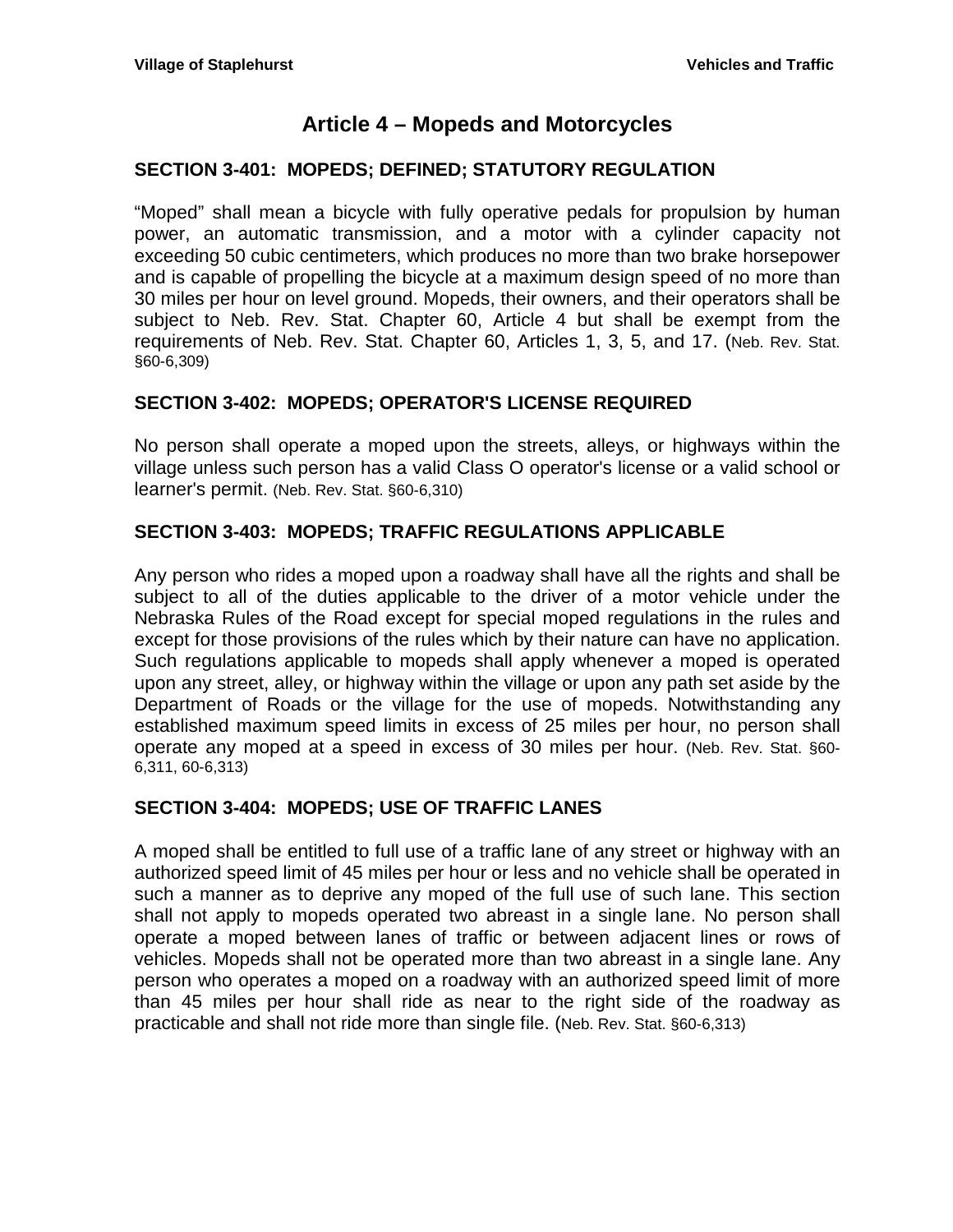# Article 4 – Mopeds and Motorcycles

## SECTION 3-401: MOPEDS; DEFINED; STATUTORY REGULATION

"Moped" shall mean a bicycle with fully operative pedals for propulsion by human power, an automatic transmission, and a motor with a cylinder capacity not exceeding 50 cubic centimeters, which produces no more than two brake horsepower and is capable of propelling the bicycle at a maximum design speed of no more than 30 miles per hour on level ground. Mopeds, their owners, and their operators shall be subject to Neb. Rev. Stat. Chapter 60, Article 4 but shall be exempt from the requirements of Neb. Rev. Stat. Chapter 60, Articles 1, 3, 5, and 17. (Neb. Rev. Stat. §60-6,309)

## SECTION 3-402: MOPEDS; OPERATOR'S LICENSE REQUIRED

No person shall operate a moped upon the streets, alleys, or highways within the village unless such person has a valid Class O operator's license or a valid school or learner's permit. (Neb. Rev. Stat. §60-6,310)

## SECTION 3-403: MOPEDS; TRAFFIC REGULATIONS APPLICABLE

Any person who rides a moped upon a roadway shall have all the rights and shall be subject to all of the duties applicable to the driver of a motor vehicle under the Nebraska Rules of the Road except for special moped regulations in the rules and except for those provisions of the rules which by their nature can have no application. Such regulations applicable to mopeds shall apply whenever a moped is operated upon any street, alley, or highway within the village or upon any path set aside by the Department of Roads or the village for the use of mopeds. Notwithstanding any established maximum speed limits in excess of 25 miles per hour, no person shall operate any moped at a speed in excess of 30 miles per hour. (Neb. Rev. Stat. §60-6,311, 60-6,313)

## SECTION 3-404: MOPEDS; USE OF TRAFFIC LANES

A moped shall be entitled to full use of a traffic lane of any street or highway with an authorized speed limit of 45 miles per hour or less and no vehicle shall be operated in such a manner as to deprive any moped of the full use of such lane. This section shall not apply to mopeds operated two abreast in a single lane. No person shall operate a moped between lanes of traffic or between adjacent lines or rows of vehicles. Mopeds shall not be operated more than two abreast in a single lane. Any person who operates a moped on a roadway with an authorized speed limit of more than 45 miles per hour shall ride as near to the right side of the roadway as practicable and shall not ride more than single file. (Neb. Rev. Stat. §60-6,313)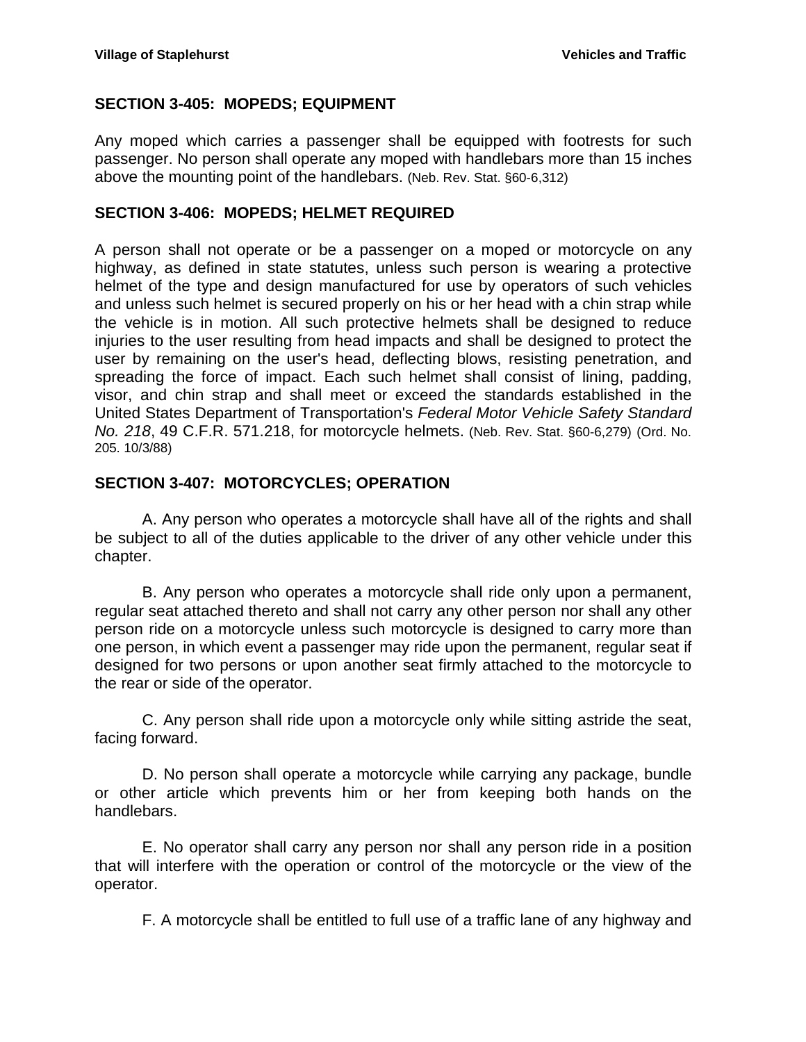## SECTION 3-405: MOPEDS; EQUIPMENT

Any moped which carries a passenger shall be equipped with footrests for such passenger. No person shall operate any moped with handlebars more than 15 inches above the mounting point of the handlebars. (Neb. Rev. Stat. §60-6,312)

## SECTION 3-406: MOPEDS; HELMET REQUIRED

A person shall not operate or be a passenger on a moped or motorcycle on any highway, as defined in state statutes, unless such person is wearing a protective helmet of the type and design manufactured for use by operators of such vehicles and unless such helmet is secured properly on his or her head with a chin strap while the vehicle is in motion. All such protective helmets shall be designed to reduce injuries to the user resulting from head impacts and shall be designed to protect the user by remaining on the user's head, deflecting blows, resisting penetration, and spreading the force of impact. Each such helmet shall consist of lining, padding, visor, and chin strap and shall meet or exceed the standards established in the United States Department of Transportation's *Federal Motor Vehicle Safety Standard No. 218*, 49 C.F.R. 571.218, for motorcycle helmets. (Neb. Rev. Stat. §60-6,279) (Ord. No. 205. 10/3/88)

## SECTION 3-407: MOTORCYCLES; OPERATION

A. Any person who operates a motorcycle shall have all of the rights and shall be subject to all of the duties applicable to the driver of any other vehicle under this chapter.

B. Any person who operates a motorcycle shall ride only upon a permanent, regular seat attached thereto and shall not carry any other person nor shall any other person ride on a motorcycle unless such motorcycle is designed to carry more than one person, in which event a passenger may ride upon the permanent, regular seat if designed for two persons or upon another seat firmly attached to the motorcycle to the rear or side of the operator.

C. Any person shall ride upon a motorcycle only while sitting astride the seat, facing forward.

D. No person shall operate a motorcycle while carrying any package, bundle or other article which prevents him or her from keeping both hands on the handlebars.

E. No operator shall carry any person nor shall any person ride in a position that will interfere with the operation or control of the motorcycle or the view of the operator.

F. A motorcycle shall be entitled to full use of a traffic lane of any highway and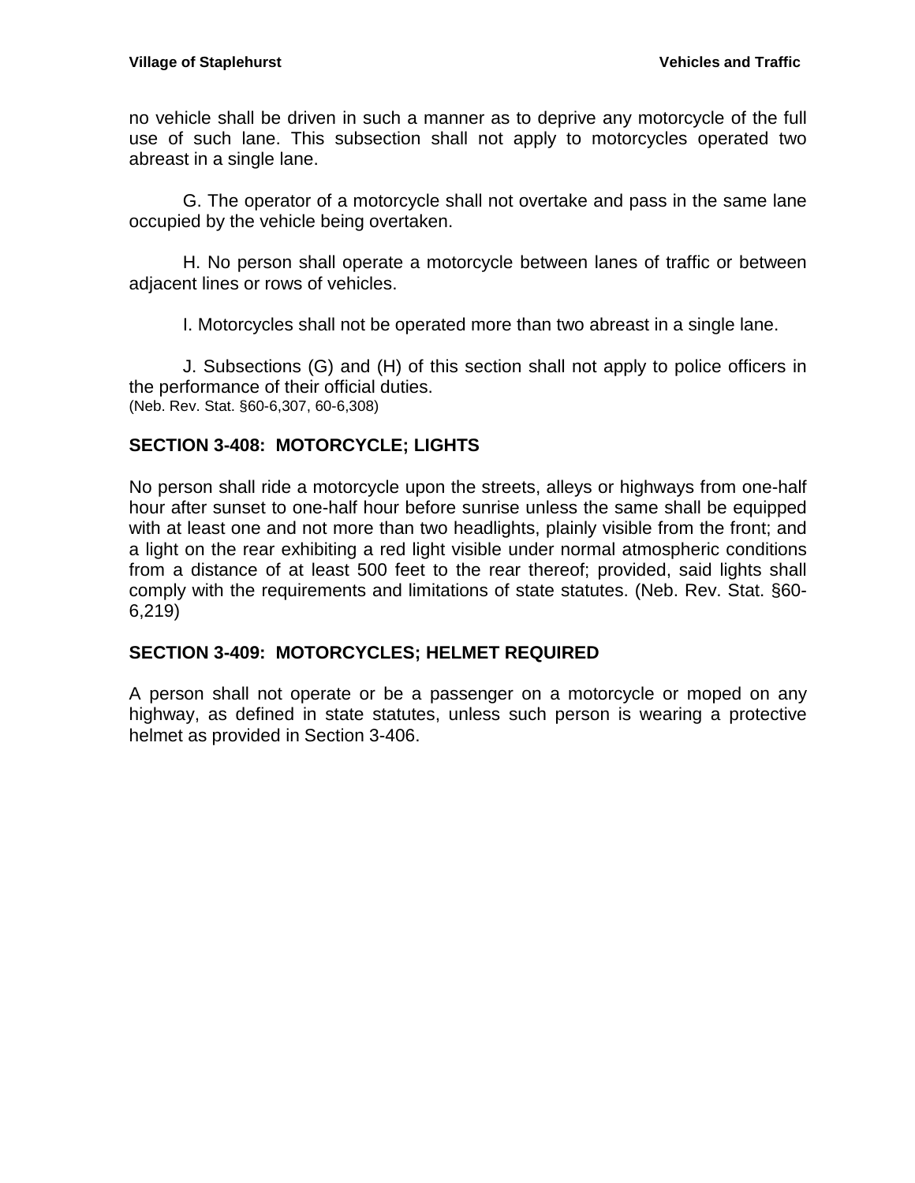no vehicle shall be driven in such a manner as to deprive any motorcycle of the full use of such lane. This subsection shall not apply to motorcycles operated two abreast in a single lane.

G. The operator of a motorcycle shall not overtake and pass in the same lane occupied by the vehicle being overtaken.

H. No person shall operate a motorcycle between lanes of traffic or between adjacent lines or rows of vehicles.

I. Motorcycles shall not be operated more than two abreast in a single lane.

J. Subsections (G) and (H) of this section shall not apply to police officers in the performance of their official duties.
(Neb. Rev. Stat. §60-6,307, 60-6,308)

## SECTION 3-408: MOTORCYCLE; LIGHTS

No person shall ride a motorcycle upon the streets, alleys or highways from one-half hour after sunset to one-half hour before sunrise unless the same shall be equipped with at least one and not more than two headlights, plainly visible from the front; and a light on the rear exhibiting a red light visible under normal atmospheric conditions from a distance of at least 500 feet to the rear thereof; provided, said lights shall comply with the requirements and limitations of state statutes. (Neb. Rev. Stat. §60-6,219)

## SECTION 3-409: MOTORCYCLES; HELMET REQUIRED

A person shall not operate or be a passenger on a motorcycle or moped on any highway, as defined in state statutes, unless such person is wearing a protective helmet as provided in Section 3-406.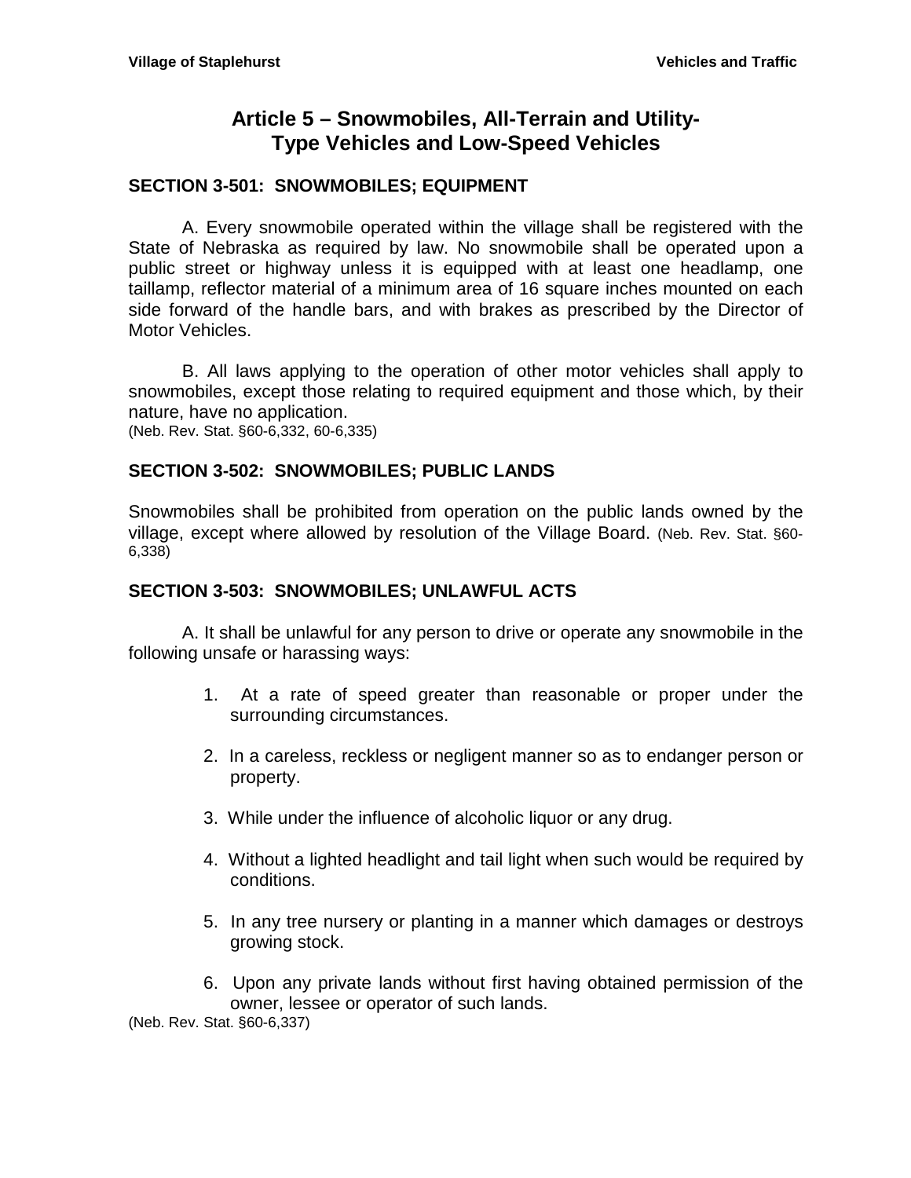# Article 5 – Snowmobiles, All-Terrain and Utility-Type Vehicles and Low-Speed Vehicles

### SECTION 3-501: SNOWMOBILES; EQUIPMENT

A. Every snowmobile operated within the village shall be registered with the State of Nebraska as required by law. No snowmobile shall be operated upon a public street or highway unless it is equipped with at least one headlamp, one taillamp, reflector material of a minimum area of 16 square inches mounted on each side forward of the handle bars, and with brakes as prescribed by the Director of Motor Vehicles.

B. All laws applying to the operation of other motor vehicles shall apply to snowmobiles, except those relating to required equipment and those which, by their nature, have no application.
(Neb. Rev. Stat. §60-6,332, 60-6,335)

### SECTION 3-502: SNOWMOBILES; PUBLIC LANDS

Snowmobiles shall be prohibited from operation on the public lands owned by the village, except where allowed by resolution of the Village Board. (Neb. Rev. Stat. §60-6,338)

### SECTION 3-503: SNOWMOBILES; UNLAWFUL ACTS

A. It shall be unlawful for any person to drive or operate any snowmobile in the following unsafe or harassing ways:

1. At a rate of speed greater than reasonable or proper under the surrounding circumstances.
2. In a careless, reckless or negligent manner so as to endanger person or property.
3. While under the influence of alcoholic liquor or any drug.
4. Without a lighted headlight and tail light when such would be required by conditions.
5. In any tree nursery or planting in a manner which damages or destroys growing stock.
6. Upon any private lands without first having obtained permission of the owner, lessee or operator of such lands.

(Neb. Rev. Stat. §60-6,337)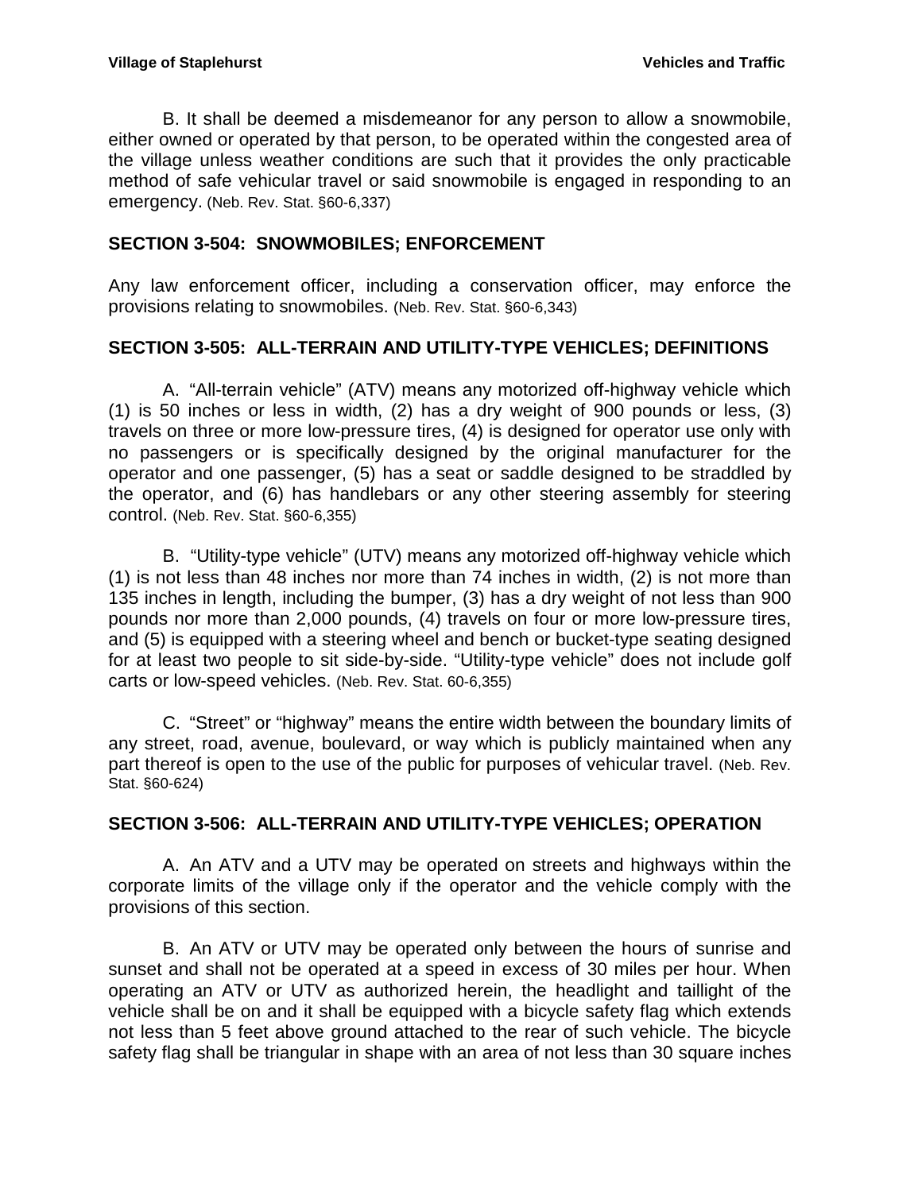B. It shall be deemed a misdemeanor for any person to allow a snowmobile, either owned or operated by that person, to be operated within the congested area of the village unless weather conditions are such that it provides the only practicable method of safe vehicular travel or said snowmobile is engaged in responding to an emergency. (Neb. Rev. Stat. §60-6,337)

## SECTION 3-504: SNOWMOBILES; ENFORCEMENT

Any law enforcement officer, including a conservation officer, may enforce the provisions relating to snowmobiles. (Neb. Rev. Stat. §60-6,343)

## SECTION 3-505: ALL-TERRAIN AND UTILITY-TYPE VEHICLES; DEFINITIONS

A. "All-terrain vehicle" (ATV) means any motorized off-highway vehicle which (1) is 50 inches or less in width, (2) has a dry weight of 900 pounds or less, (3) travels on three or more low-pressure tires, (4) is designed for operator use only with no passengers or is specifically designed by the original manufacturer for the operator and one passenger, (5) has a seat or saddle designed to be straddled by the operator, and (6) has handlebars or any other steering assembly for steering control. (Neb. Rev. Stat. §60-6,355)

B. "Utility-type vehicle" (UTV) means any motorized off-highway vehicle which (1) is not less than 48 inches nor more than 74 inches in width, (2) is not more than 135 inches in length, including the bumper, (3) has a dry weight of not less than 900 pounds nor more than 2,000 pounds, (4) travels on four or more low-pressure tires, and (5) is equipped with a steering wheel and bench or bucket-type seating designed for at least two people to sit side-by-side. "Utility-type vehicle" does not include golf carts or low-speed vehicles. (Neb. Rev. Stat. 60-6,355)

C. "Street" or "highway" means the entire width between the boundary limits of any street, road, avenue, boulevard, or way which is publicly maintained when any part thereof is open to the use of the public for purposes of vehicular travel. (Neb. Rev. Stat. §60-624)

## SECTION 3-506: ALL-TERRAIN AND UTILITY-TYPE VEHICLES; OPERATION

A. An ATV and a UTV may be operated on streets and highways within the corporate limits of the village only if the operator and the vehicle comply with the provisions of this section.

B. An ATV or UTV may be operated only between the hours of sunrise and sunset and shall not be operated at a speed in excess of 30 miles per hour. When operating an ATV or UTV as authorized herein, the headlight and taillight of the vehicle shall be on and it shall be equipped with a bicycle safety flag which extends not less than 5 feet above ground attached to the rear of such vehicle. The bicycle safety flag shall be triangular in shape with an area of not less than 30 square inches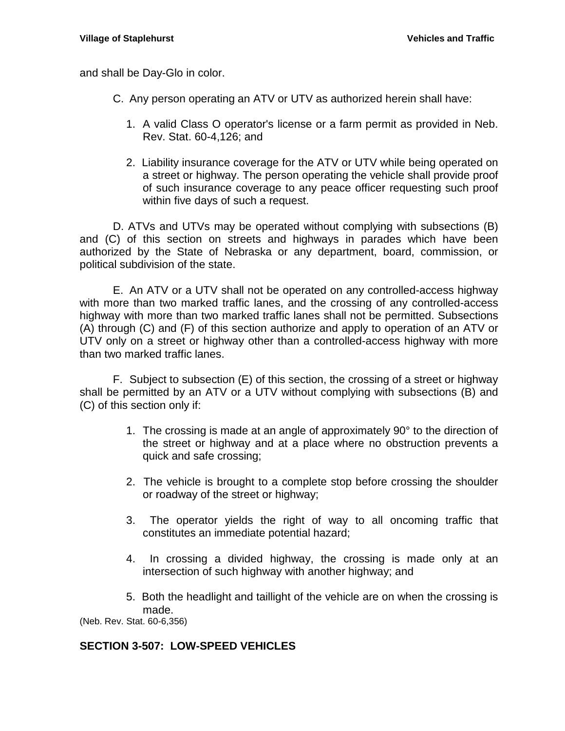and shall be Day-Glo in color.

C. Any person operating an ATV or UTV as authorized herein shall have:

1. A valid Class O operator's license or a farm permit as provided in Neb. Rev. Stat. 60-4,126; and

2. Liability insurance coverage for the ATV or UTV while being operated on a street or highway. The person operating the vehicle shall provide proof of such insurance coverage to any peace officer requesting such proof within five days of such a request.

D. ATVs and UTVs may be operated without complying with subsections (B) and (C) of this section on streets and highways in parades which have been authorized by the State of Nebraska or any department, board, commission, or political subdivision of the state.

E. An ATV or a UTV shall not be operated on any controlled-access highway with more than two marked traffic lanes, and the crossing of any controlled-access highway with more than two marked traffic lanes shall not be permitted. Subsections (A) through (C) and (F) of this section authorize and apply to operation of an ATV or UTV only on a street or highway other than a controlled-access highway with more than two marked traffic lanes.

F. Subject to subsection (E) of this section, the crossing of a street or highway shall be permitted by an ATV or a UTV without complying with subsections (B) and (C) of this section only if:

1. The crossing is made at an angle of approximately 90° to the direction of the street or highway and at a place where no obstruction prevents a quick and safe crossing;

2. The vehicle is brought to a complete stop before crossing the shoulder or roadway of the street or highway;

3. The operator yields the right of way to all oncoming traffic that constitutes an immediate potential hazard;

4. In crossing a divided highway, the crossing is made only at an intersection of such highway with another highway; and

5. Both the headlight and taillight of the vehicle are on when the crossing is made.

(Neb. Rev. Stat. 60-6,356)

## SECTION 3-507: LOW-SPEED VEHICLES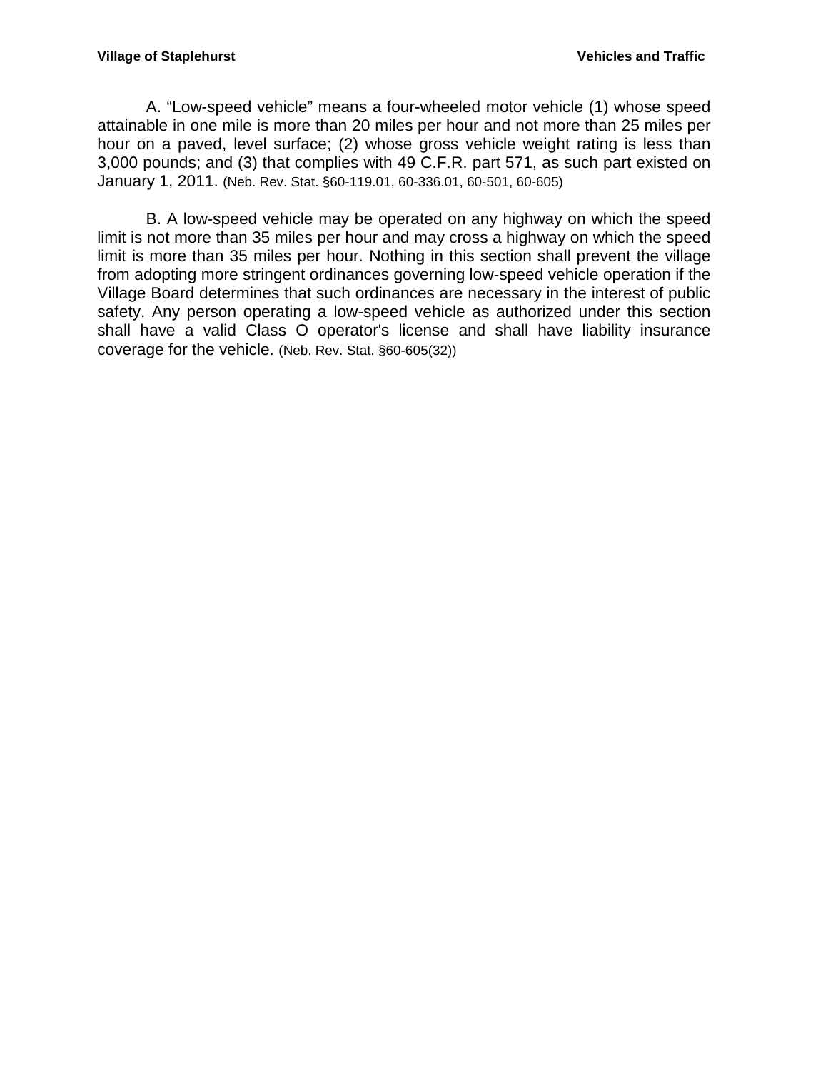A. “Low-speed vehicle” means a four-wheeled motor vehicle (1) whose speed attainable in one mile is more than 20 miles per hour and not more than 25 miles per hour on a paved, level surface; (2) whose gross vehicle weight rating is less than 3,000 pounds; and (3) that complies with 49 C.F.R. part 571, as such part existed on January 1, 2011. (Neb. Rev. Stat. §60-119.01, 60-336.01, 60-501, 60-605)

B. A low-speed vehicle may be operated on any highway on which the speed limit is not more than 35 miles per hour and may cross a highway on which the speed limit is more than 35 miles per hour. Nothing in this section shall prevent the village from adopting more stringent ordinances governing low-speed vehicle operation if the Village Board determines that such ordinances are necessary in the interest of public safety. Any person operating a low-speed vehicle as authorized under this section shall have a valid Class O operator's license and shall have liability insurance coverage for the vehicle. (Neb. Rev. Stat. §60-605(32))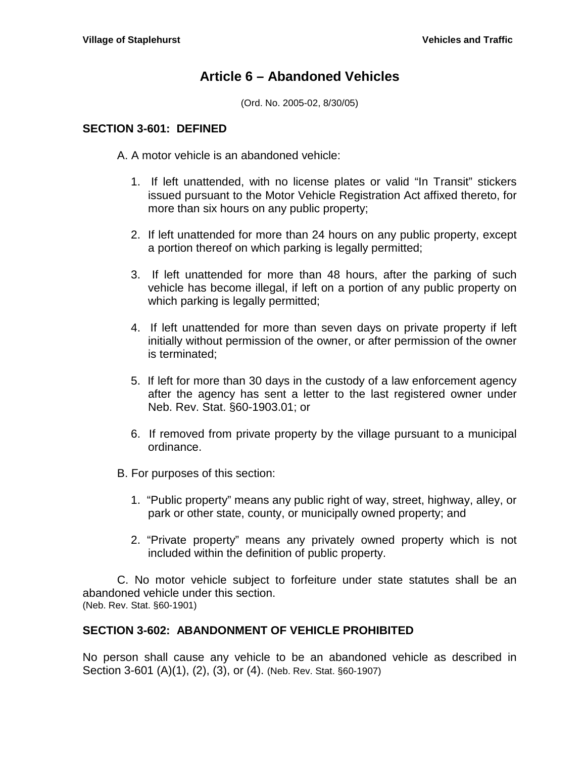# Article 6 – Abandoned Vehicles

(Ord. No. 2005-02, 8/30/05)

## SECTION 3-601: DEFINED

A. A motor vehicle is an abandoned vehicle:

1. If left unattended, with no license plates or valid "In Transit" stickers issued pursuant to the Motor Vehicle Registration Act affixed thereto, for more than six hours on any public property;

2. If left unattended for more than 24 hours on any public property, except a portion thereof on which parking is legally permitted;

3. If left unattended for more than 48 hours, after the parking of such vehicle has become illegal, if left on a portion of any public property on which parking is legally permitted;

4. If left unattended for more than seven days on private property if left initially without permission of the owner, or after permission of the owner is terminated;

5. If left for more than 30 days in the custody of a law enforcement agency after the agency has sent a letter to the last registered owner under Neb. Rev. Stat. §60-1903.01; or

6. If removed from private property by the village pursuant to a municipal ordinance.

B. For purposes of this section:

1. "Public property" means any public right of way, street, highway, alley, or park or other state, county, or municipally owned property; and

2. "Private property" means any privately owned property which is not included within the definition of public property.

C. No motor vehicle subject to forfeiture under state statutes shall be an abandoned vehicle under this section.
(Neb. Rev. Stat. §60-1901)

## SECTION 3-602: ABANDONMENT OF VEHICLE PROHIBITED

No person shall cause any vehicle to be an abandoned vehicle as described in Section 3-601 (A)(1), (2), (3), or (4). (Neb. Rev. Stat. §60-1907)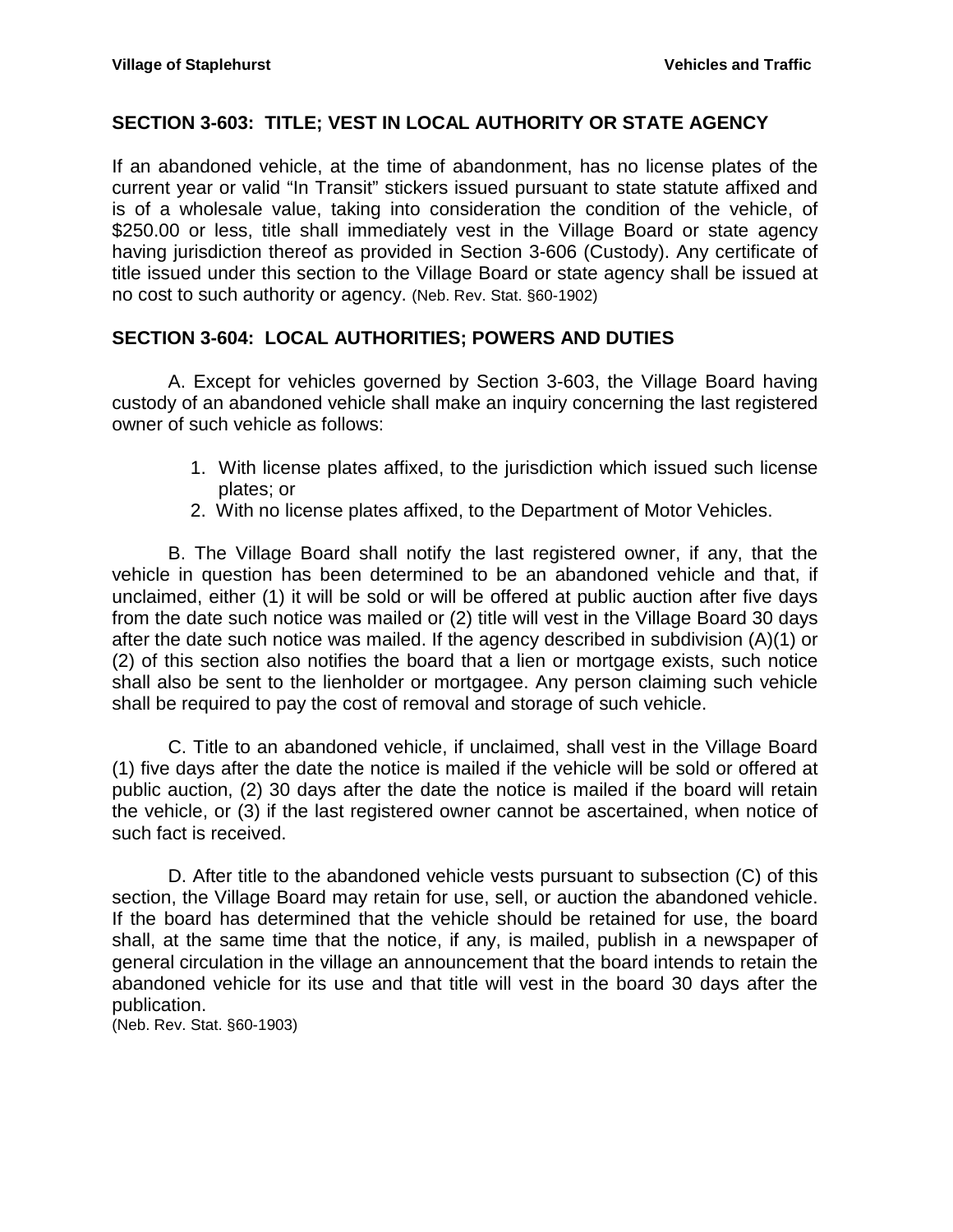## SECTION 3-603: TITLE; VEST IN LOCAL AUTHORITY OR STATE AGENCY

If an abandoned vehicle, at the time of abandonment, has no license plates of the current year or valid "In Transit" stickers issued pursuant to state statute affixed and is of a wholesale value, taking into consideration the condition of the vehicle, of $250.00 or less, title shall immediately vest in the Village Board or state agency having jurisdiction thereof as provided in Section 3-606 (Custody). Any certificate of title issued under this section to the Village Board or state agency shall be issued at no cost to such authority or agency. (Neb. Rev. Stat. §60-1902)

## SECTION 3-604: LOCAL AUTHORITIES; POWERS AND DUTIES

A. Except for vehicles governed by Section 3-603, the Village Board having custody of an abandoned vehicle shall make an inquiry concerning the last registered owner of such vehicle as follows:

1. With license plates affixed, to the jurisdiction which issued such license plates; or
2. With no license plates affixed, to the Department of Motor Vehicles.

B. The Village Board shall notify the last registered owner, if any, that the vehicle in question has been determined to be an abandoned vehicle and that, if unclaimed, either (1) it will be sold or will be offered at public auction after five days from the date such notice was mailed or (2) title will vest in the Village Board 30 days after the date such notice was mailed. If the agency described in subdivision (A)(1) or (2) of this section also notifies the board that a lien or mortgage exists, such notice shall also be sent to the lienholder or mortgagee. Any person claiming such vehicle shall be required to pay the cost of removal and storage of such vehicle.

C. Title to an abandoned vehicle, if unclaimed, shall vest in the Village Board (1) five days after the date the notice is mailed if the vehicle will be sold or offered at public auction, (2) 30 days after the date the notice is mailed if the board will retain the vehicle, or (3) if the last registered owner cannot be ascertained, when notice of such fact is received.

D. After title to the abandoned vehicle vests pursuant to subsection (C) of this section, the Village Board may retain for use, sell, or auction the abandoned vehicle. If the board has determined that the vehicle should be retained for use, the board shall, at the same time that the notice, if any, is mailed, publish in a newspaper of general circulation in the village an announcement that the board intends to retain the abandoned vehicle for its use and that title will vest in the board 30 days after the publication.
(Neb. Rev. Stat. §60-1903)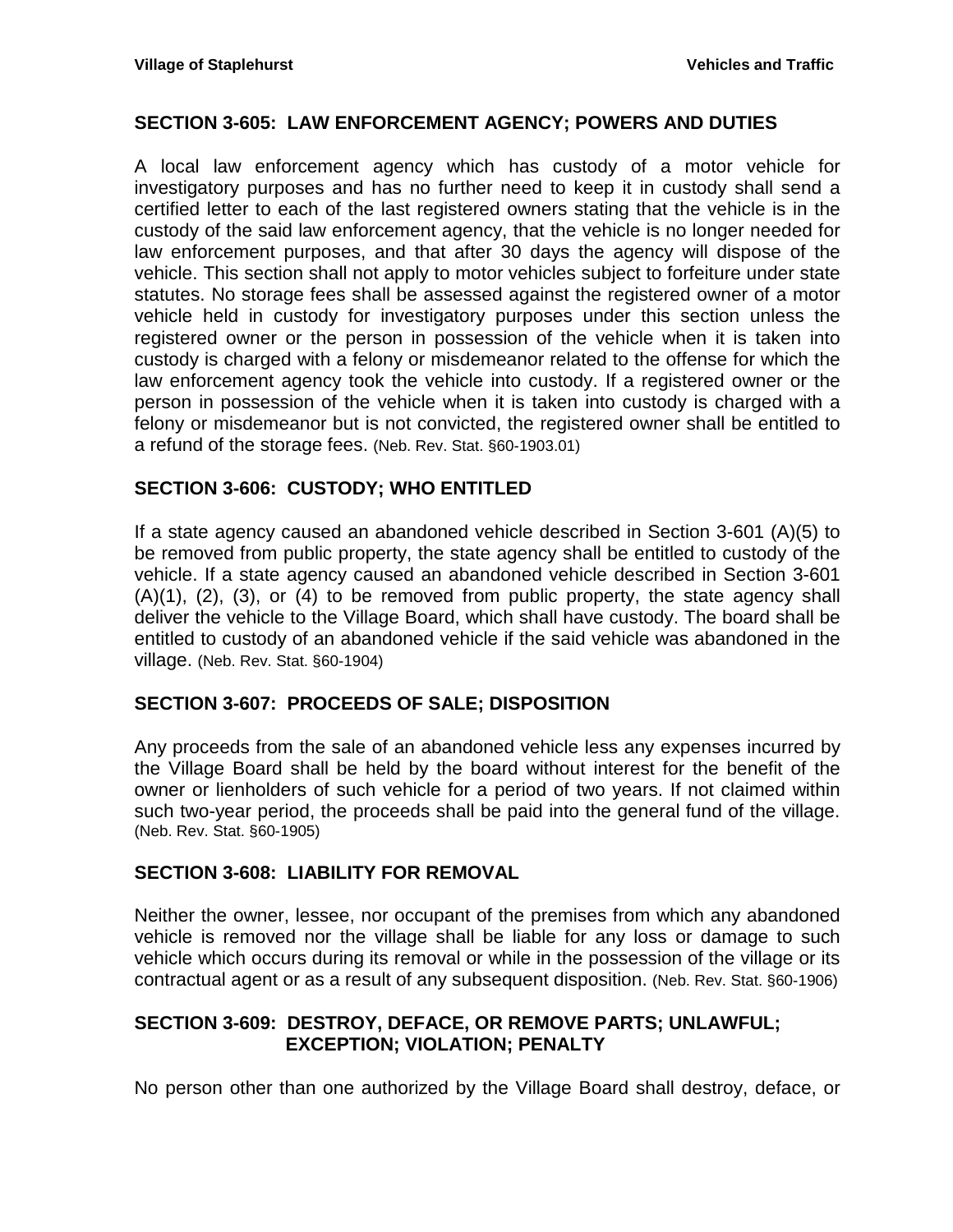## SECTION 3-605: LAW ENFORCEMENT AGENCY; POWERS AND DUTIES

A local law enforcement agency which has custody of a motor vehicle for investigatory purposes and has no further need to keep it in custody shall send a certified letter to each of the last registered owners stating that the vehicle is in the custody of the said law enforcement agency, that the vehicle is no longer needed for law enforcement purposes, and that after 30 days the agency will dispose of the vehicle. This section shall not apply to motor vehicles subject to forfeiture under state statutes. No storage fees shall be assessed against the registered owner of a motor vehicle held in custody for investigatory purposes under this section unless the registered owner or the person in possession of the vehicle when it is taken into custody is charged with a felony or misdemeanor related to the offense for which the law enforcement agency took the vehicle into custody. If a registered owner or the person in possession of the vehicle when it is taken into custody is charged with a felony or misdemeanor but is not convicted, the registered owner shall be entitled to a refund of the storage fees. (Neb. Rev. Stat. §60-1903.01)

## SECTION 3-606: CUSTODY; WHO ENTITLED

If a state agency caused an abandoned vehicle described in Section 3-601 (A)(5) to be removed from public property, the state agency shall be entitled to custody of the vehicle. If a state agency caused an abandoned vehicle described in Section 3-601 (A)(1), (2), (3), or (4) to be removed from public property, the state agency shall deliver the vehicle to the Village Board, which shall have custody. The board shall be entitled to custody of an abandoned vehicle if the said vehicle was abandoned in the village. (Neb. Rev. Stat. §60-1904)

## SECTION 3-607: PROCEEDS OF SALE; DISPOSITION

Any proceeds from the sale of an abandoned vehicle less any expenses incurred by the Village Board shall be held by the board without interest for the benefit of the owner or lienholders of such vehicle for a period of two years. If not claimed within such two-year period, the proceeds shall be paid into the general fund of the village. (Neb. Rev. Stat. §60-1905)

## SECTION 3-608: LIABILITY FOR REMOVAL

Neither the owner, lessee, nor occupant of the premises from which any abandoned vehicle is removed nor the village shall be liable for any loss or damage to such vehicle which occurs during its removal or while in the possession of the village or its contractual agent or as a result of any subsequent disposition. (Neb. Rev. Stat. §60-1906)

## SECTION 3-609: DESTROY, DEFACE, OR REMOVE PARTS; UNLAWFUL; EXCEPTION; VIOLATION; PENALTY

No person other than one authorized by the Village Board shall destroy, deface, or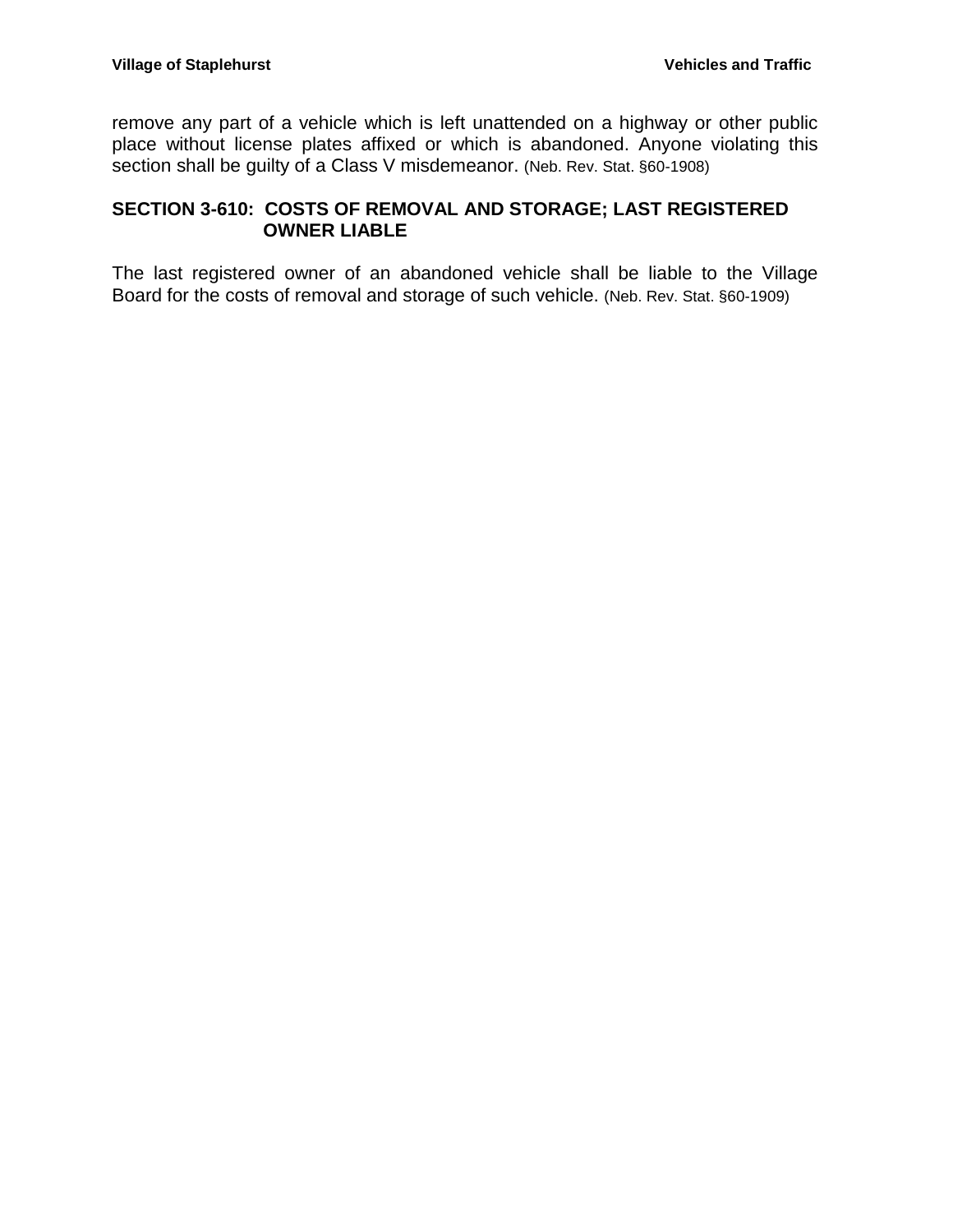remove any part of a vehicle which is left unattended on a highway or other public place without license plates affixed or which is abandoned. Anyone violating this section shall be guilty of a Class V misdemeanor. (Neb. Rev. Stat. §60-1908)

## SECTION 3-610: COSTS OF REMOVAL AND STORAGE; LAST REGISTERED OWNER LIABLE

The last registered owner of an abandoned vehicle shall be liable to the Village Board for the costs of removal and storage of such vehicle. (Neb. Rev. Stat. §60-1909)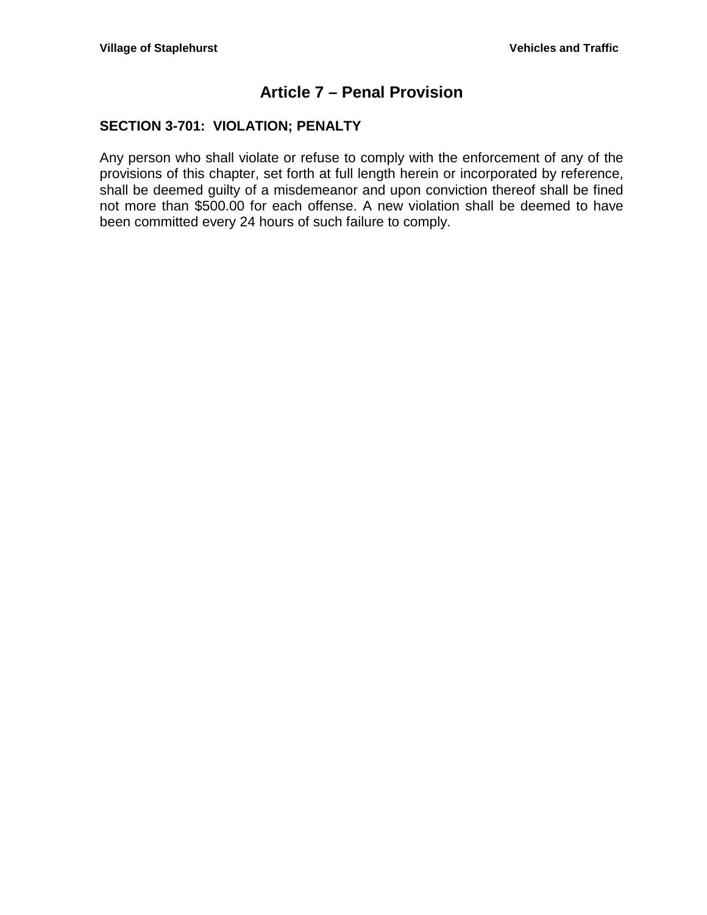# Article 7 – Penal Provision

## SECTION 3-701: VIOLATION; PENALTY

Any person who shall violate or refuse to comply with the enforcement of any of the provisions of this chapter, set forth at full length herein or incorporated by reference, shall be deemed guilty of a misdemeanor and upon conviction thereof shall be fined not more than $500.00 for each offense. A new violation shall be deemed to have been committed every 24 hours of such failure to comply.